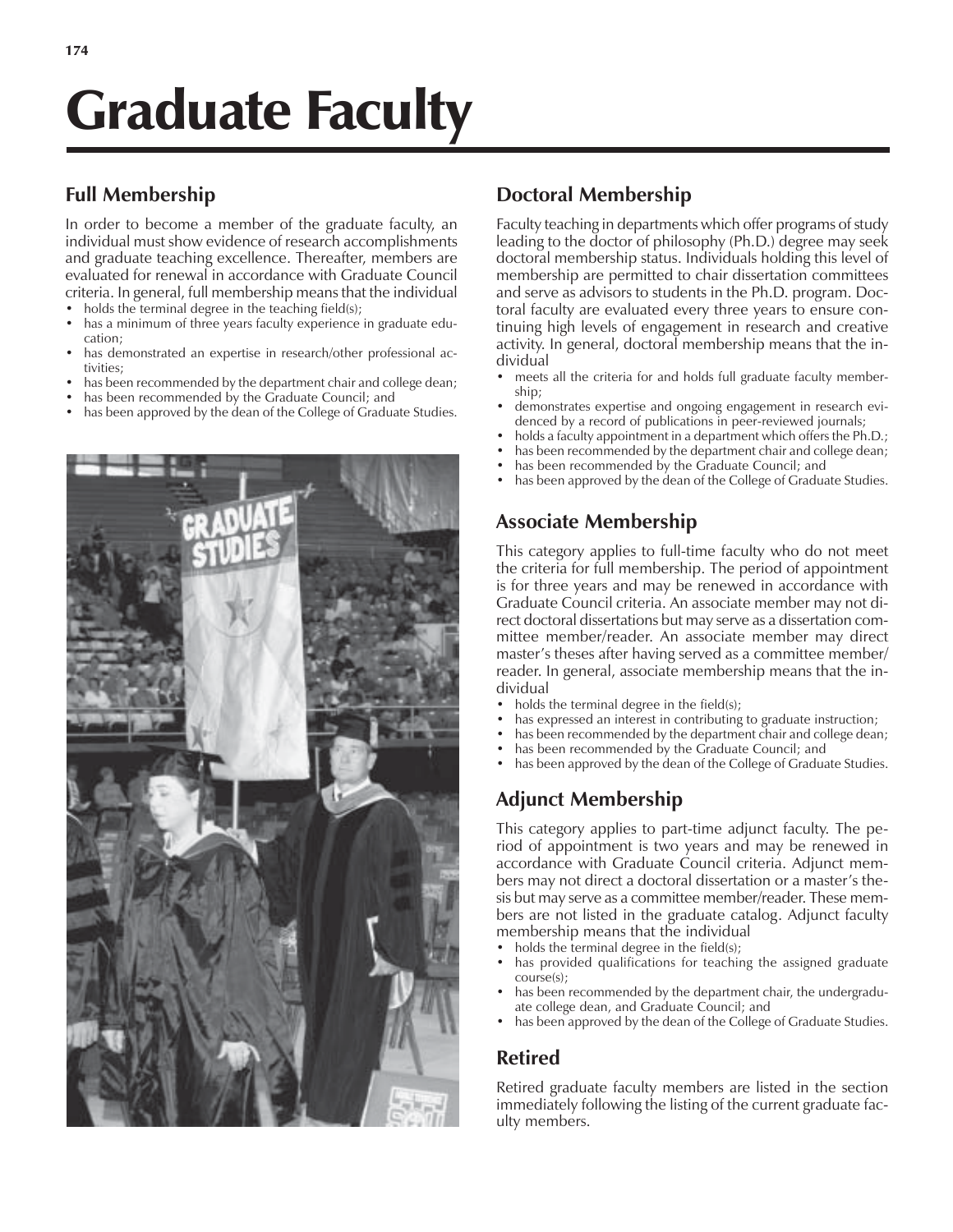# Graduate Faculty

## Full Membership

In order to become a member of the graduate faculty, an individual must show evidence of research accomplishments and graduate teaching excellence. Thereafter, members are evaluated for renewal in accordance with Graduate Council criteria. In general, full membership means that the individual

- holds the terminal degree in the teaching field(s);
- has a minimum of three years faculty experience in graduate education;
- has demonstrated an expertise in research/other professional activities;
- has been recommended by the department chair and college dean;
- has been recommended by the Graduate Council; and
- has been approved by the dean of the College of Graduate Studies.

## Doctoral Membership

Faculty teaching in departments which offer programs of study leading to the doctor of philosophy (Ph.D.) degree may seek doctoral membership status. Individuals holding this level of membership are permitted to chair dissertation committees and serve as advisors to students in the Ph.D. program. Doctoral faculty are evaluated every three years to ensure continuing high levels of engagement in research and creative activity. In general, doctoral membership means that the individual

- meets all the criteria for and holds full graduate faculty membership;
- demonstrates expertise and ongoing engagement in research evidenced by a record of publications in peer-reviewed journals;
- holds a faculty appointment in a department which offers the Ph.D.;
- has been recommended by the department chair and college dean;
- has been recommended by the Graduate Council; and
- has been approved by the dean of the College of Graduate Studies.

## Associate Membership

This category applies to full-time faculty who do not meet the criteria for full membership. The period of appointment is for three years and may be renewed in accordance with Graduate Council criteria. An associate member may not direct doctoral dissertations but may serve as a dissertation committee member/reader. An associate member may direct master's theses after having served as a committee member/reader. In general, associate membership means that the individual

- holds the terminal degree in the field(s);
- has expressed an interest in contributing to graduate instruction;
- has been recommended by the department chair and college dean;
- has been recommended by the Graduate Council; and
- has been approved by the dean of the College of Graduate Studies.

## Adjunct Membership

This category applies to part-time adjunct faculty. The period of appointment is two years and may be renewed in accordance with Graduate Council criteria. Adjunct members may not direct a doctoral dissertation or a master's thesis but may serve as a committee member/reader. These members are not listed in the graduate catalog. Adjunct faculty membership means that the individual

- holds the terminal degree in the field(s);
- has provided qualifications for teaching the assigned graduate course(s);
- has been recommended by the department chair, the undergraduate college dean, and Graduate Council; and
- has been approved by the dean of the College of Graduate Studies.

## Retired

Retired graduate faculty members are listed in the section immediately following the listing of the current graduate faculty members.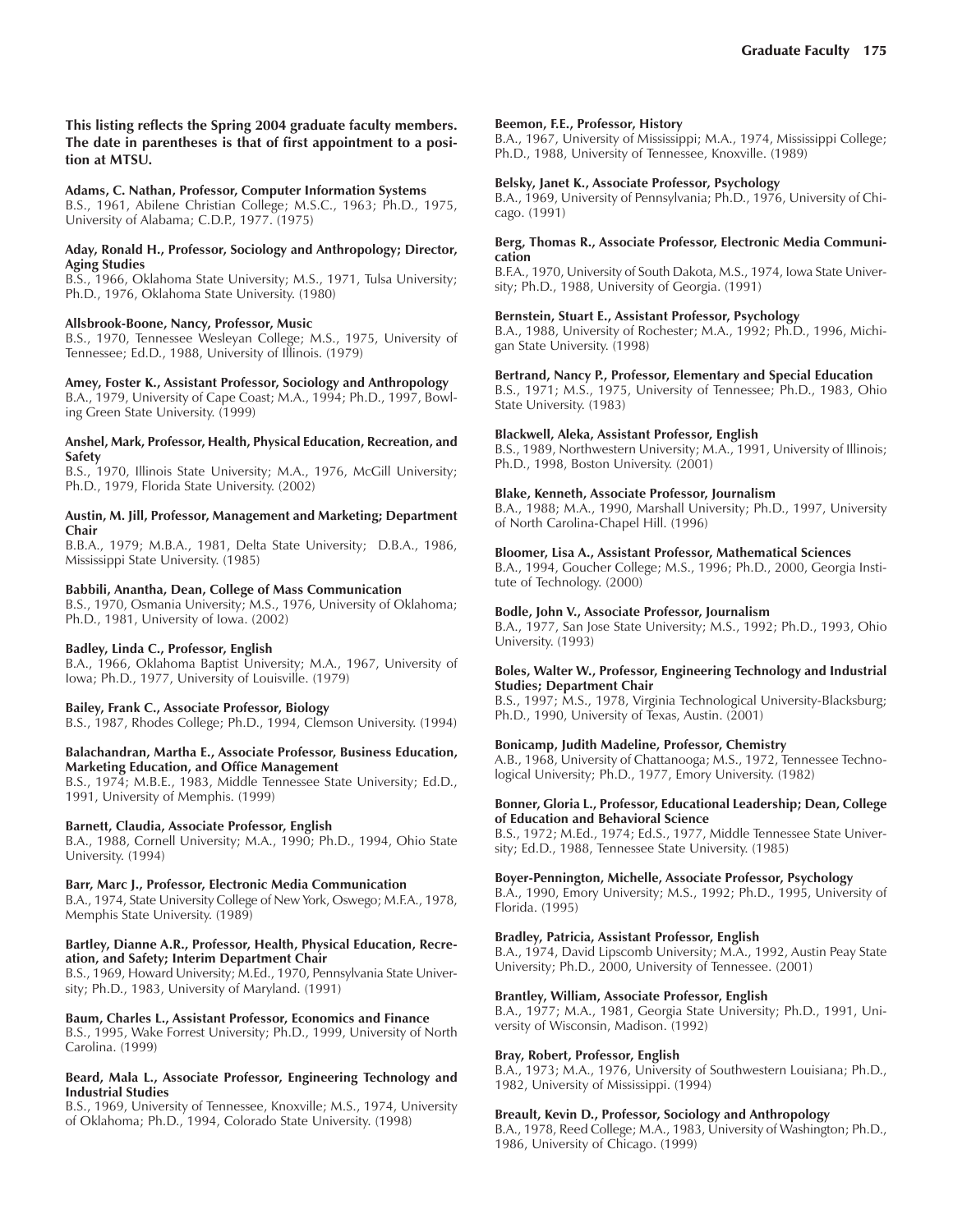**This listing reflects the Spring 2004 graduate faculty members. The date in parentheses is that of first appointment to a position at MTSU.**

**Adams, C. Nathan, Professor, Computer Information Systems**
B.S., 1961, Abilene Christian College; M.S.C., 1963; Ph.D., 1975, University of Alabama; C.D.P., 1977. (1975)

**Aday, Ronald H., Professor, Sociology and Anthropology; Director, Aging Studies**
B.S., 1966, Oklahoma State University; M.S., 1971, Tulsa University; Ph.D., 1976, Oklahoma State University. (1980)

**Allsbrook-Boone, Nancy, Professor, Music**
B.S., 1970, Tennessee Wesleyan College; M.S., 1975, University of Tennessee; Ed.D., 1988, University of Illinois. (1979)

**Amey, Foster K., Assistant Professor, Sociology and Anthropology**
B.A., 1979, University of Cape Coast; M.A., 1994; Ph.D., 1997, Bowling Green State University. (1999)

**Anshel, Mark, Professor, Health, Physical Education, Recreation, and Safety**
B.S., 1970, Illinois State University; M.A., 1976, McGill University; Ph.D., 1979, Florida State University. (2002)

**Austin, M. Jill, Professor, Management and Marketing; Department Chair**
B.B.A., 1979; M.B.A., 1981, Delta State University; D.B.A., 1986, Mississippi State University. (1985)

**Babbili, Anantha, Dean, College of Mass Communication**
B.S., 1970, Osmania University; M.S., 1976, University of Oklahoma; Ph.D., 1981, University of Iowa. (2002)

**Badley, Linda C., Professor, English**
B.A., 1966, Oklahoma Baptist University; M.A., 1967, University of Iowa; Ph.D., 1977, University of Louisville. (1979)

**Bailey, Frank C., Associate Professor, Biology**
B.S., 1987, Rhodes College; Ph.D., 1994, Clemson University. (1994)

**Balachandran, Martha E., Associate Professor, Business Education, Marketing Education, and Office Management**
B.S., 1974; M.B.E., 1983, Middle Tennessee State University; Ed.D., 1991, University of Memphis. (1999)

**Barnett, Claudia, Associate Professor, English**
B.A., 1988, Cornell University; M.A., 1990; Ph.D., 1994, Ohio State University. (1994)

**Barr, Marc J., Professor, Electronic Media Communication**
B.A., 1974, State University College of New York, Oswego; M.F.A., 1978, Memphis State University. (1989)

**Bartley, Dianne A.R., Professor, Health, Physical Education, Recreation, and Safety; Interim Department Chair**
B.S., 1969, Howard University; M.Ed., 1970, Pennsylvania State University; Ph.D., 1983, University of Maryland. (1991)

**Baum, Charles L., Assistant Professor, Economics and Finance**
B.S., 1995, Wake Forrest University; Ph.D., 1999, University of North Carolina. (1999)

**Beard, Mala L., Associate Professor, Engineering Technology and Industrial Studies**
B.S., 1969, University of Tennessee, Knoxville; M.S., 1974, University of Oklahoma; Ph.D., 1994, Colorado State University. (1998)

**Beemon, F.E., Professor, History**
B.A., 1967, University of Mississippi; M.A., 1974, Mississippi College; Ph.D., 1988, University of Tennessee, Knoxville. (1989)

**Belsky, Janet K., Associate Professor, Psychology**
B.A., 1969, University of Pennsylvania; Ph.D., 1976, University of Chicago. (1991)

**Berg, Thomas R., Associate Professor, Electronic Media Communication**
B.F.A., 1970, University of South Dakota, M.S., 1974, Iowa State University; Ph.D., 1988, University of Georgia. (1991)

**Bernstein, Stuart E., Assistant Professor, Psychology**
B.A., 1988, University of Rochester; M.A., 1992; Ph.D., 1996, Michigan State University. (1998)

**Bertrand, Nancy P., Professor, Elementary and Special Education**
B.S., 1971; M.S., 1975, University of Tennessee; Ph.D., 1983, Ohio State University. (1983)

**Blackwell, Aleka, Assistant Professor, English**
B.S., 1989, Northwestern University; M.A., 1991, University of Illinois; Ph.D., 1998, Boston University. (2001)

**Blake, Kenneth, Associate Professor, Journalism**
B.A., 1988; M.A., 1990, Marshall University; Ph.D., 1997, University of North Carolina-Chapel Hill. (1996)

**Bloomer, Lisa A., Assistant Professor, Mathematical Sciences**
B.A., 1994, Goucher College; M.S., 1996; Ph.D., 2000, Georgia Institute of Technology. (2000)

**Bodle, John V., Associate Professor, Journalism**
B.A., 1977, San Jose State University; M.S., 1992; Ph.D., 1993, Ohio University. (1993)

**Boles, Walter W., Professor, Engineering Technology and Industrial Studies; Department Chair**
B.S., 1997; M.S., 1978, Virginia Technological University-Blacksburg; Ph.D., 1990, University of Texas, Austin. (2001)

**Bonicamp, Judith Madeline, Professor, Chemistry**
A.B., 1968, University of Chattanooga; M.S., 1972, Tennessee Technological University; Ph.D., 1977, Emory University. (1982)

**Bonner, Gloria L., Professor, Educational Leadership; Dean, College of Education and Behavioral Science**
B.S., 1972; M.Ed., 1974; Ed.S., 1977, Middle Tennessee State University; Ed.D., 1988, Tennessee State University. (1985)

**Boyer-Pennington, Michelle, Associate Professor, Psychology**
B.A., 1990, Emory University; M.S., 1992; Ph.D., 1995, University of Florida. (1995)

**Bradley, Patricia, Assistant Professor, English**
B.A., 1974, David Lipscomb University; M.A., 1992, Austin Peay State University; Ph.D., 2000, University of Tennessee. (2001)

**Brantley, William, Associate Professor, English**
B.A., 1977; M.A., 1981, Georgia State University; Ph.D., 1991, University of Wisconsin, Madison. (1992)

**Bray, Robert, Professor, English**
B.A., 1973; M.A., 1976, University of Southwestern Louisiana; Ph.D., 1982, University of Mississippi. (1994)

**Breault, Kevin D., Professor, Sociology and Anthropology**
B.A., 1978, Reed College; M.A., 1983, University of Washington; Ph.D., 1986, University of Chicago. (1999)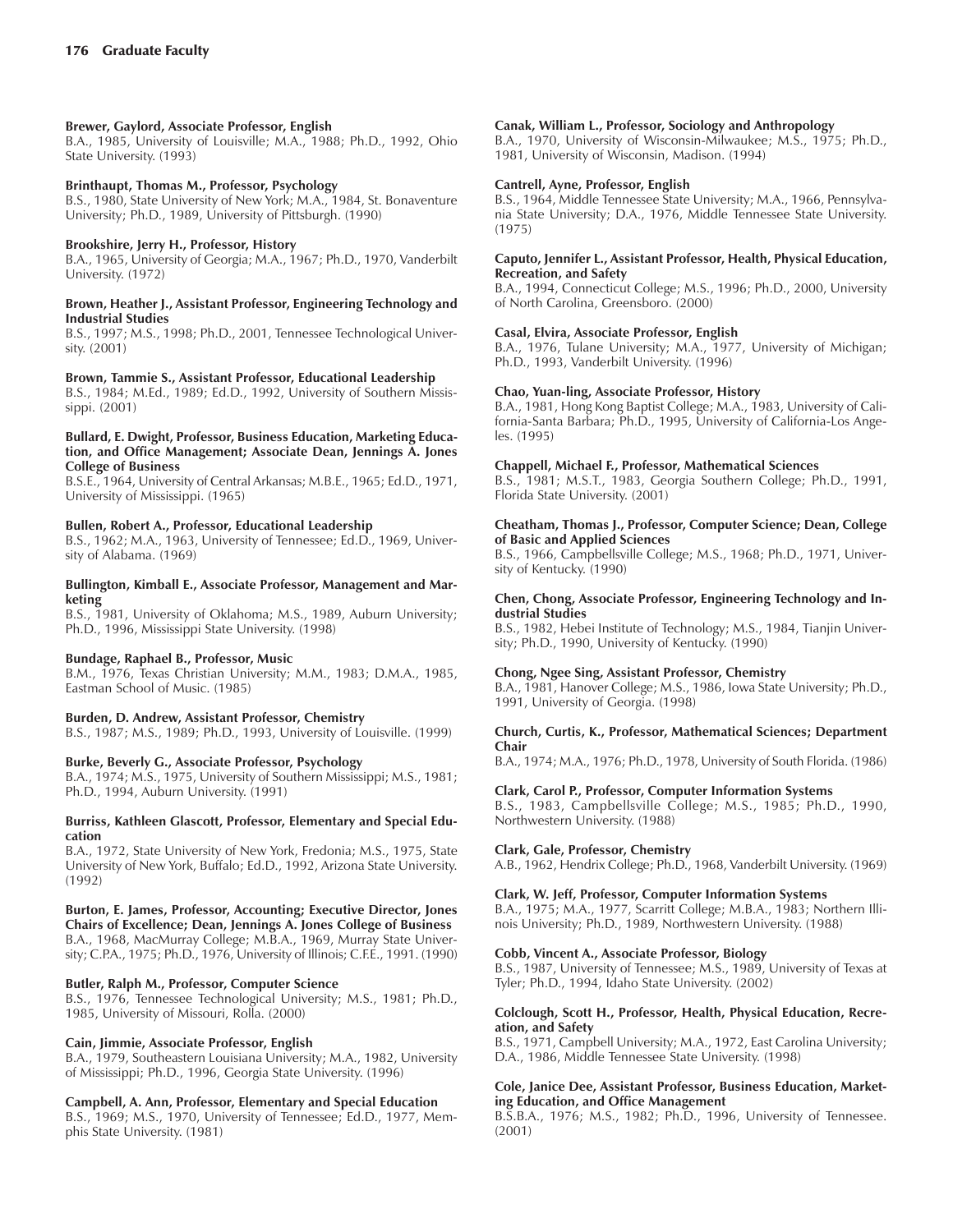**Brewer, Gaylord, Associate Professor, English**
B.A., 1985, University of Louisville; M.A., 1988; Ph.D., 1992, Ohio State University. (1993)

**Brinthaupt, Thomas M., Professor, Psychology**
B.S., 1980, State University of New York; M.A., 1984, St. Bonaventure University; Ph.D., 1989, University of Pittsburgh. (1990)

**Brookshire, Jerry H., Professor, History**
B.A., 1965, University of Georgia; M.A., 1967; Ph.D., 1970, Vanderbilt University. (1972)

**Brown, Heather J., Assistant Professor, Engineering Technology and Industrial Studies**
B.S., 1997; M.S., 1998; Ph.D., 2001, Tennessee Technological University. (2001)

**Brown, Tammie S., Assistant Professor, Educational Leadership**
B.S., 1984; M.Ed., 1989; Ed.D., 1992, University of Southern Mississippi. (2001)

**Bullard, E. Dwight, Professor, Business Education, Marketing Education, and Office Management; Associate Dean, Jennings A. Jones College of Business**
B.S.E., 1964, University of Central Arkansas; M.B.E., 1965; Ed.D., 1971, University of Mississippi. (1965)

**Bullen, Robert A., Professor, Educational Leadership**
B.S., 1962; M.A., 1963, University of Tennessee; Ed.D., 1969, University of Alabama. (1969)

**Bullington, Kimball E., Associate Professor, Management and Marketing**
B.S., 1981, University of Oklahoma; M.S., 1989, Auburn University; Ph.D., 1996, Mississippi State University. (1998)

**Bundage, Raphael B., Professor, Music**
B.M., 1976, Texas Christian University; M.M., 1983; D.M.A., 1985, Eastman School of Music. (1985)

**Burden, D. Andrew, Assistant Professor, Chemistry**
B.S., 1987; M.S., 1989; Ph.D., 1993, University of Louisville. (1999)

**Burke, Beverly G., Associate Professor, Psychology**
B.A., 1974; M.S., 1975, University of Southern Mississippi; M.S., 1981; Ph.D., 1994, Auburn University. (1991)

**Burriss, Kathleen Glascott, Professor, Elementary and Special Education**
B.A., 1972, State University of New York, Fredonia; M.S., 1975, State University of New York, Buffalo; Ed.D., 1992, Arizona State University. (1992)

**Burton, E. James, Professor, Accounting; Executive Director, Jones Chairs of Excellence; Dean, Jennings A. Jones College of Business**
B.A., 1968, MacMurray College; M.B.A., 1969, Murray State University; C.P.A., 1975; Ph.D., 1976, University of Illinois; C.F.E., 1991. (1990)

**Butler, Ralph M., Professor, Computer Science**
B.S., 1976, Tennessee Technological University; M.S., 1981; Ph.D., 1985, University of Missouri, Rolla. (2000)

**Cain, Jimmie, Associate Professor, English**
B.A., 1979, Southeastern Louisiana University; M.A., 1982, University of Mississippi; Ph.D., 1996, Georgia State University. (1996)

**Campbell, A. Ann, Professor, Elementary and Special Education**
B.S., 1969; M.S., 1970, University of Tennessee; Ed.D., 1977, Memphis State University. (1981)

**Canak, William L., Professor, Sociology and Anthropology**
B.A., 1970, University of Wisconsin-Milwaukee; M.S., 1975; Ph.D., 1981, University of Wisconsin, Madison. (1994)

**Cantrell, Ayne, Professor, English**
B.S., 1964, Middle Tennessee State University; M.A., 1966, Pennsylvania State University; D.A., 1976, Middle Tennessee State University. (1975)

**Caputo, Jennifer L., Assistant Professor, Health, Physical Education, Recreation, and Safety**
B.A., 1994, Connecticut College; M.S., 1996; Ph.D., 2000, University of North Carolina, Greensboro. (2000)

**Casal, Elvira, Associate Professor, English**
B.A., 1976, Tulane University; M.A., 1977, University of Michigan; Ph.D., 1993, Vanderbilt University. (1996)

**Chao, Yuan-ling, Associate Professor, History**
B.A., 1981, Hong Kong Baptist College; M.A., 1983, University of California-Santa Barbara; Ph.D., 1995, University of California-Los Angeles. (1995)

**Chappell, Michael F., Professor, Mathematical Sciences**
B.S., 1981; M.S.T., 1983, Georgia Southern College; Ph.D., 1991, Florida State University. (2001)

**Cheatham, Thomas J., Professor, Computer Science; Dean, College of Basic and Applied Sciences**
B.S., 1966, Campbellsville College; M.S., 1968; Ph.D., 1971, University of Kentucky. (1990)

**Chen, Chong, Associate Professor, Engineering Technology and Industrial Studies**
B.S., 1982, Hebei Institute of Technology; M.S., 1984, Tianjin University; Ph.D., 1990, University of Kentucky. (1990)

**Chong, Ngee Sing, Assistant Professor, Chemistry**
B.A., 1981, Hanover College; M.S., 1986, Iowa State University; Ph.D., 1991, University of Georgia. (1998)

**Church, Curtis, K., Professor, Mathematical Sciences; Department Chair**
B.A., 1974; M.A., 1976; Ph.D., 1978, University of South Florida. (1986)

**Clark, Carol P., Professor, Computer Information Systems**
B.S., 1983, Campbellsville College; M.S., 1985; Ph.D., 1990, Northwestern University. (1988)

**Clark, Gale, Professor, Chemistry**
A.B., 1962, Hendrix College; Ph.D., 1968, Vanderbilt University. (1969)

**Clark, W. Jeff, Professor, Computer Information Systems**
B.A., 1975; M.A., 1977, Scarritt College; M.B.A., 1983; Northern Illinois University; Ph.D., 1989, Northwestern University. (1988)

**Cobb, Vincent A., Associate Professor, Biology**
B.S., 1987, University of Tennessee; M.S., 1989, University of Texas at Tyler; Ph.D., 1994, Idaho State University. (2002)

**Colclough, Scott H., Professor, Health, Physical Education, Recreation, and Safety**
B.S., 1971, Campbell University; M.A., 1972, East Carolina University; D.A., 1986, Middle Tennessee State University. (1998)

**Cole, Janice Dee, Assistant Professor, Business Education, Marketing Education, and Office Management**
B.S.B.A., 1976; M.S., 1982; Ph.D., 1996, University of Tennessee. (2001)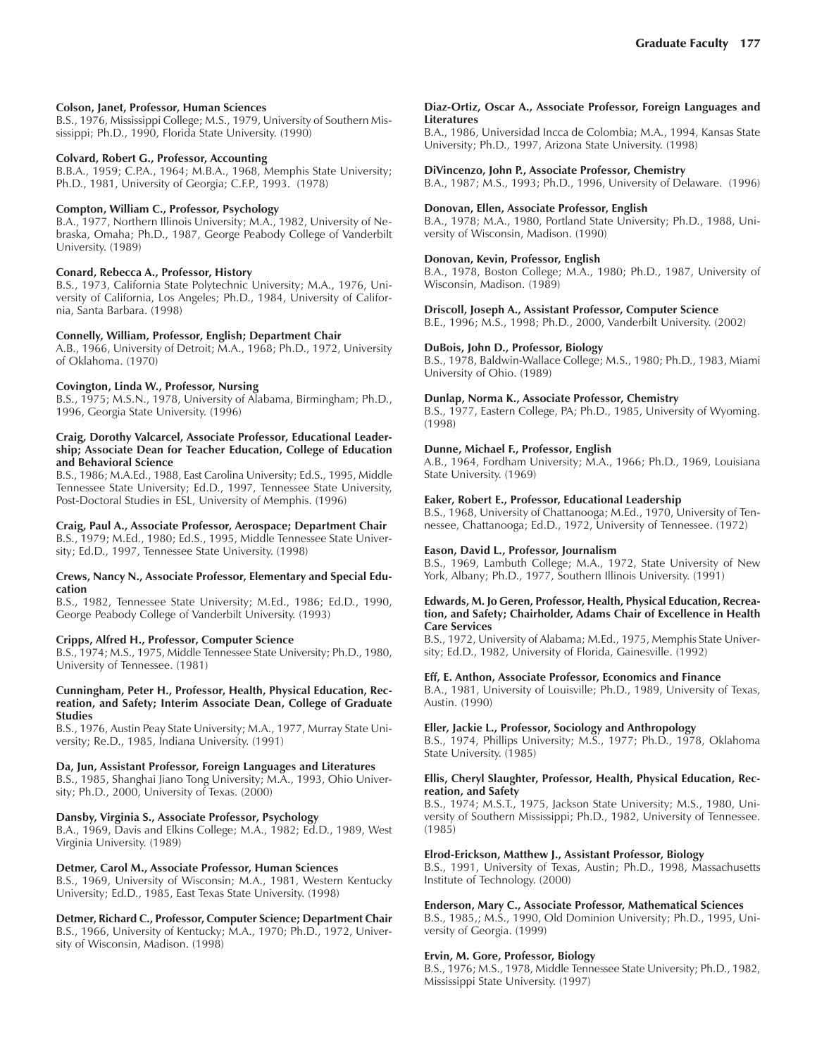**Colson, Janet, Professor, Human Sciences**
B.S., 1976, Mississippi College; M.S., 1979, University of Southern Mississippi; Ph.D., 1990, Florida State University. (1990)

**Colvard, Robert G., Professor, Accounting**
B.B.A., 1959; C.P.A., 1964; M.B.A., 1968, Memphis State University; Ph.D., 1981, University of Georgia; C.F.P., 1993. (1978)

**Compton, William C., Professor, Psychology**
B.A., 1977, Northern Illinois University; M.A., 1982, University of Nebraska, Omaha; Ph.D., 1987, George Peabody College of Vanderbilt University. (1989)

**Conard, Rebecca A., Professor, History**
B.S., 1973, California State Polytechnic University; M.A., 1976, University of California, Los Angeles; Ph.D., 1984, University of California, Santa Barbara. (1998)

**Connelly, William, Professor, English; Department Chair**
A.B., 1966, University of Detroit; M.A., 1968; Ph.D., 1972, University of Oklahoma. (1970)

**Covington, Linda W., Professor, Nursing**
B.S., 1975; M.S.N., 1978, University of Alabama, Birmingham; Ph.D., 1996, Georgia State University. (1996)

**Craig, Dorothy Valcarcel, Associate Professor, Educational Leadership; Associate Dean for Teacher Education, College of Education and Behavioral Science**
B.S., 1986; M.A.Ed., 1988, East Carolina University; Ed.S., 1995, Middle Tennessee State University; Ed.D., 1997, Tennessee State University, Post-Doctoral Studies in ESL, University of Memphis. (1996)

**Craig, Paul A., Associate Professor, Aerospace; Department Chair**
B.S., 1979; M.Ed., 1980; Ed.S., 1995, Middle Tennessee State University; Ed.D., 1997, Tennessee State University. (1998)

**Crews, Nancy N., Associate Professor, Elementary and Special Education**
B.S., 1982, Tennessee State University; M.Ed., 1986; Ed.D., 1990, George Peabody College of Vanderbilt University. (1993)

**Cripps, Alfred H., Professor, Computer Science**
B.S., 1974; M.S., 1975, Middle Tennessee State University; Ph.D., 1980, University of Tennessee. (1981)

**Cunningham, Peter H., Professor, Health, Physical Education, Recreation, and Safety; Interim Associate Dean, College of Graduate Studies**
B.S., 1976, Austin Peay State University; M.A., 1977, Murray State University; Re.D., 1985, Indiana University. (1991)

**Da, Jun, Assistant Professor, Foreign Languages and Literatures**
B.S., 1985, Shanghai Jiano Tong University; M.A., 1993, Ohio University; Ph.D., 2000, University of Texas. (2000)

**Dansby, Virginia S., Associate Professor, Psychology**
B.A., 1969, Davis and Elkins College; M.A., 1982; Ed.D., 1989, West Virginia University. (1989)

**Detmer, Carol M., Associate Professor, Human Sciences**
B.S., 1969, University of Wisconsin; M.A., 1981, Western Kentucky University; Ed.D., 1985, East Texas State University. (1998)

**Detmer, Richard C., Professor, Computer Science; Department Chair**
B.S., 1966, University of Kentucky; M.A., 1970; Ph.D., 1972, University of Wisconsin, Madison. (1998)

**Diaz-Ortiz, Oscar A., Associate Professor, Foreign Languages and Literatures**
B.A., 1986, Universidad Incca de Colombia; M.A., 1994, Kansas State University; Ph.D., 1997, Arizona State University. (1998)

**DiVincenzo, John P., Associate Professor, Chemistry**
B.A., 1987; M.S., 1993; Ph.D., 1996, University of Delaware. (1996)

**Donovan, Ellen, Associate Professor, English**
B.A., 1978; M.A., 1980, Portland State University; Ph.D., 1988, University of Wisconsin, Madison. (1990)

**Donovan, Kevin, Professor, English**
B.A., 1978, Boston College; M.A., 1980; Ph.D., 1987, University of Wisconsin, Madison. (1989)

**Driscoll, Joseph A., Assistant Professor, Computer Science**
B.E., 1996; M.S., 1998; Ph.D., 2000, Vanderbilt University. (2002)

**DuBois, John D., Professor, Biology**
B.S., 1978, Baldwin-Wallace College; M.S., 1980; Ph.D., 1983, Miami University of Ohio. (1989)

**Dunlap, Norma K., Associate Professor, Chemistry**
B.S., 1977, Eastern College, PA; Ph.D., 1985, University of Wyoming. (1998)

**Dunne, Michael F., Professor, English**
A.B., 1964, Fordham University; M.A., 1966; Ph.D., 1969, Louisiana State University. (1969)

**Eaker, Robert E., Professor, Educational Leadership**
B.S., 1968, University of Chattanooga; M.Ed., 1970, University of Tennessee, Chattanooga; Ed.D., 1972, University of Tennessee. (1972)

**Eason, David L., Professor, Journalism**
B.S., 1969, Lambuth College; M.A., 1972, State University of New York, Albany; Ph.D., 1977, Southern Illinois University. (1991)

**Edwards, M. Jo Geren, Professor, Health, Physical Education, Recreation, and Safety; Chairholder, Adams Chair of Excellence in Health Care Services**
B.S., 1972, University of Alabama; M.Ed., 1975, Memphis State University; Ed.D., 1982, University of Florida, Gainesville. (1992)

**Eff, E. Anthon, Associate Professor, Economics and Finance**
B.A., 1981, University of Louisville; Ph.D., 1989, University of Texas, Austin. (1990)

**Eller, Jackie L., Professor, Sociology and Anthropology**
B.S., 1974, Phillips University; M.S., 1977; Ph.D., 1978, Oklahoma State University. (1985)

**Ellis, Cheryl Slaughter, Professor, Health, Physical Education, Recreation, and Safety**
B.S., 1974; M.S.T., 1975, Jackson State University; M.S., 1980, University of Southern Mississippi; Ph.D., 1982, University of Tennessee. (1985)

**Elrod-Erickson, Matthew J., Assistant Professor, Biology**
B.S., 1991, University of Texas, Austin; Ph.D., 1998, Massachusetts Institute of Technology. (2000)

**Enderson, Mary C., Associate Professor, Mathematical Sciences**
B.S., 1985,; M.S., 1990, Old Dominion University; Ph.D., 1995, University of Georgia. (1999)

**Ervin, M. Gore, Professor, Biology**
B.S., 1976; M.S., 1978, Middle Tennessee State University; Ph.D., 1982, Mississippi State University. (1997)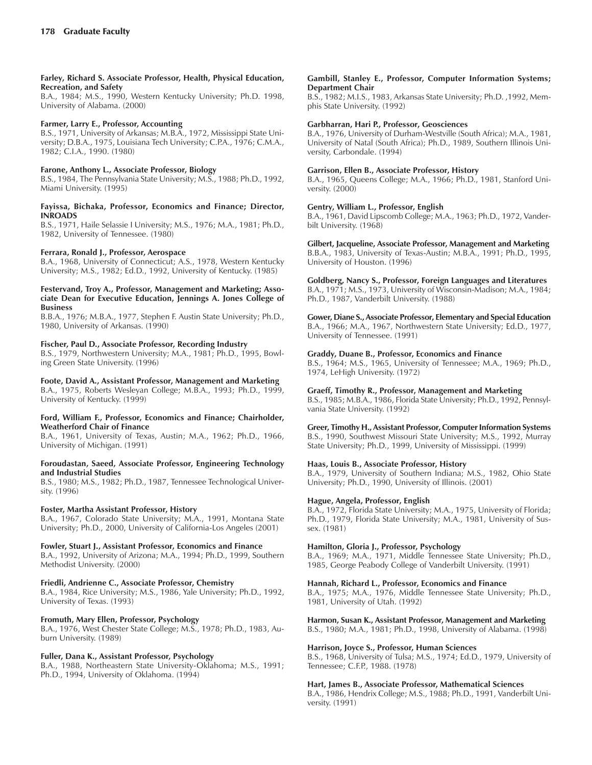**Farley, Richard S. Associate Professor, Health, Physical Education, Recreation, and Safety**
B.A., 1984; M.S., 1990, Western Kentucky University; Ph.D. 1998, University of Alabama. (2000)

**Farmer, Larry E., Professor, Accounting**
B.S., 1971, University of Arkansas; M.B.A., 1972, Mississippi State University; D.B.A., 1975, Louisiana Tech University; C.P.A., 1976; C.M.A., 1982; C.I.A., 1990. (1980)

**Farone, Anthony L., Associate Professor, Biology**
B.S., 1984, The Pennsylvania State University; M.S., 1988; Ph.D., 1992, Miami University. (1995)

**Fayissa, Bichaka, Professor, Economics and Finance; Director, INROADS**
B.S., 1971, Haile Selassie I University; M.S., 1976; M.A., 1981; Ph.D., 1982, University of Tennessee. (1980)

**Ferrara, Ronald J., Professor, Aerospace**
B.A., 1968, University of Connecticut; A.S., 1978, Western Kentucky University; M.S., 1982; Ed.D., 1992, University of Kentucky. (1985)

**Festervand, Troy A., Professor, Management and Marketing; Associate Dean for Executive Education, Jennings A. Jones College of Business**
B.B.A., 1976; M.B.A., 1977, Stephen F. Austin State University; Ph.D., 1980, University of Arkansas. (1990)

**Fischer, Paul D., Associate Professor, Recording Industry**
B.S., 1979, Northwestern University; M.A., 1981; Ph.D., 1995, Bowling Green State University. (1996)

**Foote, David A., Assistant Professor, Management and Marketing**
B.A., 1975, Roberts Wesleyan College; M.B.A., 1993; Ph.D., 1999, University of Kentucky. (1999)

**Ford, William F., Professor, Economics and Finance; Chairholder, Weatherford Chair of Finance**
B.A., 1961, University of Texas, Austin; M.A., 1962; Ph.D., 1966, University of Michigan. (1991)

**Foroudastan, Saeed, Associate Professor, Engineering Technology and Industrial Studies**
B.S., 1980; M.S., 1982; Ph.D., 1987, Tennessee Technological University. (1996)

**Foster, Martha Assistant Professor, History**
B.A., 1967, Colorado State University; M.A., 1991, Montana State University; Ph.D., 2000, University of California-Los Angeles (2001)

**Fowler, Stuart J., Assistant Professor, Economics and Finance**
B.A., 1992, University of Arizona; M.A., 1994; Ph.D., 1999, Southern Methodist University. (2000)

**Friedli, Andrienne C., Associate Professor, Chemistry**
B.A., 1984, Rice University; M.S., 1986, Yale University; Ph.D., 1992, University of Texas. (1993)

**Fromuth, Mary Ellen, Professor, Psychology**
B.A., 1976, West Chester State College; M.S., 1978; Ph.D., 1983, Auburn University. (1989)

**Fuller, Dana K., Assistant Professor, Psychology**
B.A., 1988, Northeastern State University-Oklahoma; M.S., 1991; Ph.D., 1994, University of Oklahoma. (1994)

**Gambill, Stanley E., Professor, Computer Information Systems; Department Chair**
B.S., 1982; M.I.S., 1983, Arkansas State University; Ph.D. ,1992, Memphis State University. (1992)

**Garbharran, Hari P., Professor, Geosciences**
B.A., 1976, University of Durham-Westville (South Africa); M.A., 1981, University of Natal (South Africa); Ph.D., 1989, Southern Illinois University, Carbondale. (1994)

**Garrison, Ellen B., Associate Professor, History**
B.A., 1965, Queens College; M.A., 1966; Ph.D., 1981, Stanford University. (2000)

**Gentry, William L., Professor, English**
B.A., 1961, David Lipscomb College; M.A., 1963; Ph.D., 1972, Vanderbilt University. (1968)

**Gilbert, Jacqueline, Associate Professor, Management and Marketing**
B.B.A., 1983, University of Texas-Austin; M.B.A., 1991; Ph.D., 1995, University of Houston. (1996)

**Goldberg, Nancy S., Professor, Foreign Languages and Literatures**
B.A., 1971; M.S., 1973, University of Wisconsin-Madison; M.A., 1984; Ph.D., 1987, Vanderbilt University. (1988)

**Gower, Diane S., Associate Professor, Elementary and Special Education**
B.A., 1966; M.A., 1967, Northwestern State University; Ed.D., 1977, University of Tennessee. (1991)

**Graddy, Duane B., Professor, Economics and Finance**
B.S., 1964; M.S., 1965, University of Tennessee; M.A., 1969; Ph.D., 1974, LeHigh University. (1972)

**Graeff, Timothy R., Professor, Management and Marketing**
B.S., 1985; M.B.A., 1986, Florida State University; Ph.D., 1992, Pennsylvania State University. (1992)

**Greer, Timothy H., Assistant Professor, Computer Information Systems**
B.S., 1990, Southwest Missouri State University; M.S., 1992, Murray State University; Ph.D., 1999, University of Mississippi. (1999)

**Haas, Louis B., Associate Professor, History**
B.A., 1979, University of Southern Indiana; M.S., 1982, Ohio State University; Ph.D., 1990, University of Illinois. (2001)

**Hague, Angela, Professor, English**
B.A., 1972, Florida State University; M.A., 1975, University of Florida; Ph.D., 1979, Florida State University; M.A., 1981, University of Sussex. (1981)

**Hamilton, Gloria J., Professor, Psychology**
B.A., 1969; M.A., 1971, Middle Tennessee State University; Ph.D., 1985, George Peabody College of Vanderbilt University. (1991)

**Hannah, Richard L., Professor, Economics and Finance**
B.A., 1975; M.A., 1976, Middle Tennessee State University; Ph.D., 1981, University of Utah. (1992)

**Harmon, Susan K., Assistant Professor, Management and Marketing**
B.S., 1980; M.A., 1981; Ph.D., 1998, University of Alabama. (1998)

**Harrison, Joyce S., Professor, Human Sciences**
B.S., 1968, University of Tulsa; M.S., 1974; Ed.D., 1979, University of Tennessee; C.F.P., 1988. (1978)

**Hart, James B., Associate Professor, Mathematical Sciences**
B.A., 1986, Hendrix College; M.S., 1988; Ph.D., 1991, Vanderbilt University. (1991)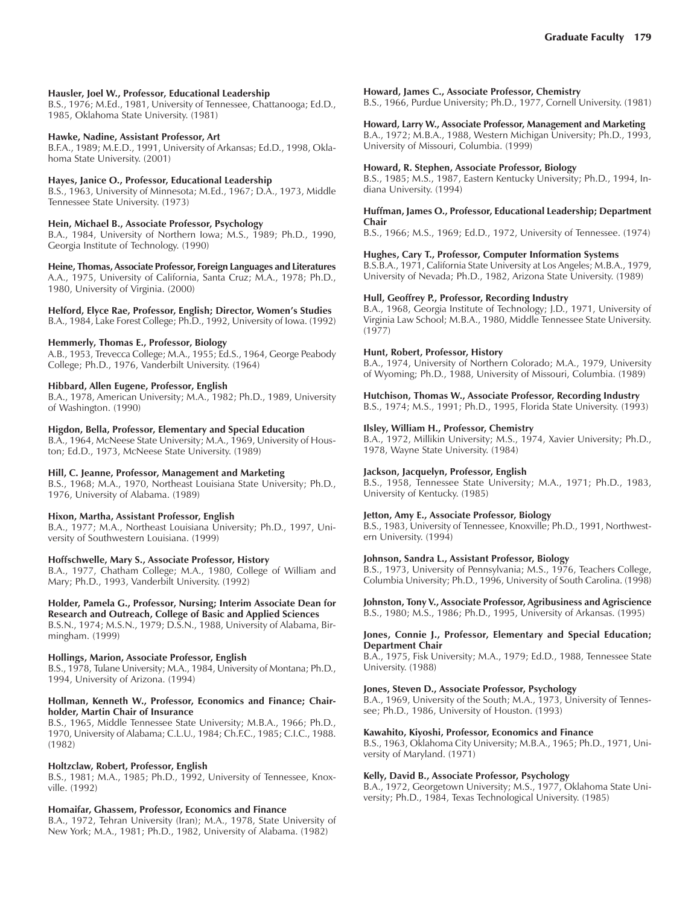**Hausler, Joel W., Professor, Educational Leadership**
B.S., 1976; M.Ed., 1981, University of Tennessee, Chattanooga; Ed.D., 1985, Oklahoma State University. (1981)

**Hawke, Nadine, Assistant Professor, Art**
B.F.A., 1989; M.E.D., 1991, University of Arkansas; Ed.D., 1998, Oklahoma State University. (2001)

**Hayes, Janice O., Professor, Educational Leadership**
B.S., 1963, University of Minnesota; M.Ed., 1967; D.A., 1973, Middle Tennessee State University. (1973)

**Hein, Michael B., Associate Professor, Psychology**
B.A., 1984, University of Northern Iowa; M.S., 1989; Ph.D., 1990, Georgia Institute of Technology. (1990)

**Heine, Thomas, Associate Professor, Foreign Languages and Literatures**
A.A., 1975, University of California, Santa Cruz; M.A., 1978; Ph.D., 1980, University of Virginia. (2000)

**Helford, Elyce Rae, Professor, English; Director, Women's Studies**
B.A., 1984, Lake Forest College; Ph.D., 1992, University of Iowa. (1992)

**Hemmerly, Thomas E., Professor, Biology**
A.B., 1953, Trevecca College; M.A., 1955; Ed.S., 1964, George Peabody College; Ph.D., 1976, Vanderbilt University. (1964)

**Hibbard, Allen Eugene, Professor, English**
B.A., 1978, American University; M.A., 1982; Ph.D., 1989, University of Washington. (1990)

**Higdon, Bella, Professor, Elementary and Special Education**
B.A., 1964, McNeese State University; M.A., 1969, University of Houston; Ed.D., 1973, McNeese State University. (1989)

**Hill, C. Jeanne, Professor, Management and Marketing**
B.S., 1968; M.A., 1970, Northeast Louisiana State University; Ph.D., 1976, University of Alabama. (1989)

**Hixon, Martha, Assistant Professor, English**
B.A., 1977; M.A., Northeast Louisiana University; Ph.D., 1997, University of Southwestern Louisiana. (1999)

**Hoffschwelle, Mary S., Associate Professor, History**
B.A., 1977, Chatham College; M.A., 1980, College of William and Mary; Ph.D., 1993, Vanderbilt University. (1992)

**Holder, Pamela G., Professor, Nursing; Interim Associate Dean for Research and Outreach, College of Basic and Applied Sciences**
B.S.N., 1974; M.S.N., 1979; D.S.N., 1988, University of Alabama, Birmingham. (1999)

**Hollings, Marion, Associate Professor, English**
B.S., 1978, Tulane University; M.A., 1984, University of Montana; Ph.D., 1994, University of Arizona. (1994)

**Hollman, Kenneth W., Professor, Economics and Finance; Chairholder, Martin Chair of Insurance**
B.S., 1965, Middle Tennessee State University; M.B.A., 1966; Ph.D., 1970, University of Alabama; C.L.U., 1984; Ch.F.C., 1985; C.I.C., 1988. (1982)

**Holtzclaw, Robert, Professor, English**
B.S., 1981; M.A., 1985; Ph.D., 1992, University of Tennessee, Knoxville. (1992)

**Homaifar, Ghassem, Professor, Economics and Finance**
B.A., 1972, Tehran University (Iran); M.A., 1978, State University of New York; M.A., 1981; Ph.D., 1982, University of Alabama. (1982)

**Howard, James C., Associate Professor, Chemistry**
B.S., 1966, Purdue University; Ph.D., 1977, Cornell University. (1981)

**Howard, Larry W., Associate Professor, Management and Marketing**
B.A., 1972; M.B.A., 1988, Western Michigan University; Ph.D., 1993, University of Missouri, Columbia. (1999)

**Howard, R. Stephen, Associate Professor, Biology**
B.S., 1985; M.S., 1987, Eastern Kentucky University; Ph.D., 1994, Indiana University. (1994)

**Huffman, James O., Professor, Educational Leadership; Department Chair**
B.S., 1966; M.S., 1969; Ed.D., 1972, University of Tennessee. (1974)

**Hughes, Cary T., Professor, Computer Information Systems**
B.S.B.A., 1971, California State University at Los Angeles; M.B.A., 1979, University of Nevada; Ph.D., 1982, Arizona State University. (1989)

**Hull, Geoffrey P., Professor, Recording Industry**
B.A., 1968, Georgia Institute of Technology; J.D., 1971, University of Virginia Law School; M.B.A., 1980, Middle Tennessee State University. (1977)

**Hunt, Robert, Professor, History**
B.A., 1974, University of Northern Colorado; M.A., 1979, University of Wyoming; Ph.D., 1988, University of Missouri, Columbia. (1989)

**Hutchison, Thomas W., Associate Professor, Recording Industry**
B.S., 1974; M.S., 1991; Ph.D., 1995, Florida State University. (1993)

**Ilsley, William H., Professor, Chemistry**
B.A., 1972, Millikin University; M.S., 1974, Xavier University; Ph.D., 1978, Wayne State University. (1984)

**Jackson, Jacquelyn, Professor, English**
B.S., 1958, Tennessee State University; M.A., 1971; Ph.D., 1983, University of Kentucky. (1985)

**Jetton, Amy E., Associate Professor, Biology**
B.S., 1983, University of Tennessee, Knoxville; Ph.D., 1991, Northwestern University. (1994)

**Johnson, Sandra L., Assistant Professor, Biology**
B.S., 1973, University of Pennsylvania; M.S., 1976, Teachers College, Columbia University; Ph.D., 1996, University of South Carolina. (1998)

**Johnston, Tony V., Associate Professor, Agribusiness and Agriscience**
B.S., 1980; M.S., 1986; Ph.D., 1995, University of Arkansas. (1995)

**Jones, Connie J., Professor, Elementary and Special Education; Department Chair**
B.A., 1975, Fisk University; M.A., 1979; Ed.D., 1988, Tennessee State University. (1988)

**Jones, Steven D., Associate Professor, Psychology**
B.A., 1969, University of the South; M.A., 1973, University of Tennessee; Ph.D., 1986, University of Houston. (1993)

**Kawahito, Kiyoshi, Professor, Economics and Finance**
B.S., 1963, Oklahoma City University; M.B.A., 1965; Ph.D., 1971, University of Maryland. (1971)

**Kelly, David B., Associate Professor, Psychology**
B.A., 1972, Georgetown University; M.S., 1977, Oklahoma State University; Ph.D., 1984, Texas Technological University. (1985)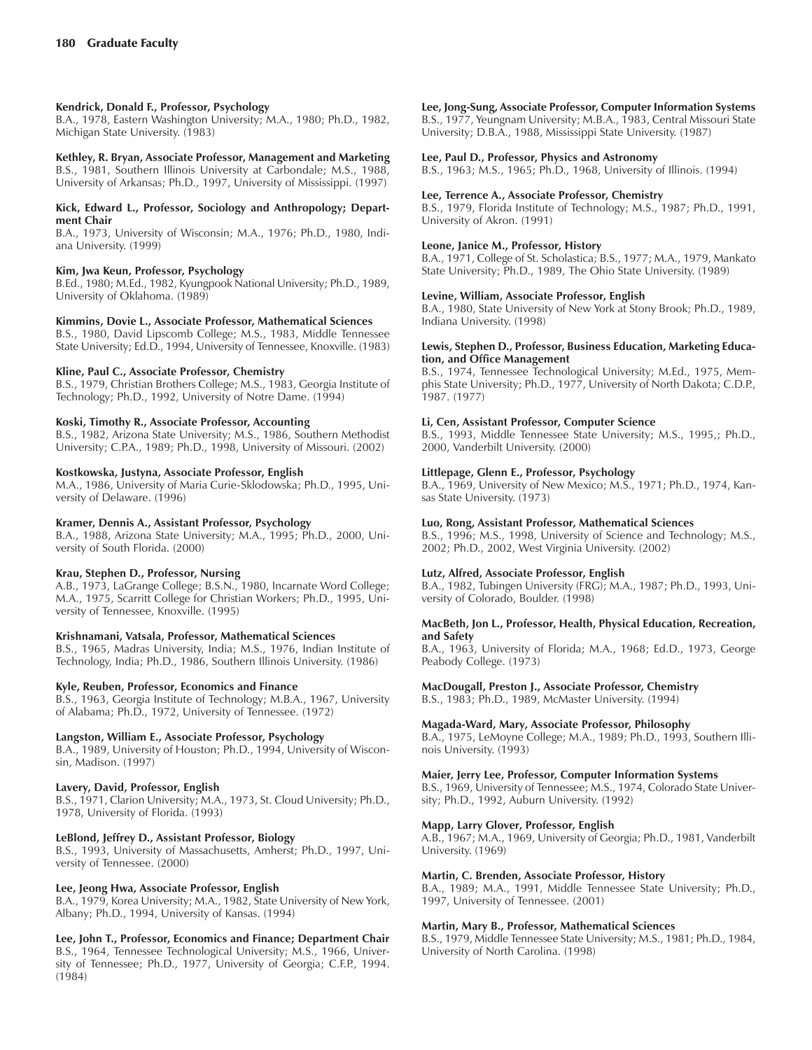**Kendrick, Donald F., Professor, Psychology**
B.A., 1978, Eastern Washington University; M.A., 1980; Ph.D., 1982, Michigan State University. (1983)

**Kethley, R. Bryan, Associate Professor, Management and Marketing**
B.S., 1981, Southern Illinois University at Carbondale; M.S., 1988, University of Arkansas; Ph.D., 1997, University of Mississippi. (1997)

**Kick, Edward L., Professor, Sociology and Anthropology; Department Chair**
B.A., 1973, University of Wisconsin; M.A., 1976; Ph.D., 1980, Indiana University. (1999)

**Kim, Jwa Keun, Professor, Psychology**
B.Ed., 1980; M.Ed., 1982, Kyungpook National University; Ph.D., 1989, University of Oklahoma. (1989)

**Kimmins, Dovie L., Associate Professor, Mathematical Sciences**
B.S., 1980, David Lipscomb College; M.S., 1983, Middle Tennessee State University; Ed.D., 1994, University of Tennessee, Knoxville. (1983)

**Kline, Paul C., Associate Professor, Chemistry**
B.S., 1979, Christian Brothers College; M.S., 1983, Georgia Institute of Technology; Ph.D., 1992, University of Notre Dame. (1994)

**Koski, Timothy R., Associate Professor, Accounting**
B.S., 1982, Arizona State University; M.S., 1986, Southern Methodist University; C.P.A., 1989; Ph.D., 1998, University of Missouri. (2002)

**Kostkowska, Justyna, Associate Professor, English**
M.A., 1986, University of Maria Curie-Sklodowska; Ph.D., 1995, University of Delaware. (1996)

**Kramer, Dennis A., Assistant Professor, Psychology**
B.A., 1988, Arizona State University; M.A., 1995; Ph.D., 2000, University of South Florida. (2000)

**Krau, Stephen D., Professor, Nursing**
A.B., 1973, LaGrange College; B.S.N., 1980, Incarnate Word College; M.A., 1975, Scarritt College for Christian Workers; Ph.D., 1995, University of Tennessee, Knoxville. (1995)

**Krishnamani, Vatsala, Professor, Mathematical Sciences**
B.S., 1965, Madras University, India; M.S., 1976, Indian Institute of Technology, India; Ph.D., 1986, Southern Illinois University. (1986)

**Kyle, Reuben, Professor, Economics and Finance**
B.S., 1963, Georgia Institute of Technology; M.B.A., 1967, University of Alabama; Ph.D., 1972, University of Tennessee. (1972)

**Langston, William E., Associate Professor, Psychology**
B.A., 1989, University of Houston; Ph.D., 1994, University of Wisconsin, Madison. (1997)

**Lavery, David, Professor, English**
B.S., 1971, Clarion University; M.A., 1973, St. Cloud University; Ph.D., 1978, University of Florida. (1993)

**LeBlond, Jeffrey D., Assistant Professor, Biology**
B.S., 1993, University of Massachusetts, Amherst; Ph.D., 1997, University of Tennessee. (2000)

**Lee, Jeong Hwa, Associate Professor, English**
B.A., 1979, Korea University; M.A., 1982, State University of New York, Albany; Ph.D., 1994, University of Kansas. (1994)

**Lee, John T., Professor, Economics and Finance; Department Chair**
B.S., 1964, Tennessee Technological University; M.S., 1966, University of Tennessee; Ph.D., 1977, University of Georgia; C.F.P., 1994. (1984)

**Lee, Jong-Sung, Associate Professor, Computer Information Systems**
B.S., 1977, Yeungnam University; M.B.A., 1983, Central Missouri State University; D.B.A., 1988, Mississippi State University. (1987)

**Lee, Paul D., Professor, Physics and Astronomy**
B.S., 1963; M.S., 1965; Ph.D., 1968, University of Illinois. (1994)

**Lee, Terrence A., Associate Professor, Chemistry**
B.S., 1979, Florida Institute of Technology; M.S., 1987; Ph.D., 1991, University of Akron. (1991)

**Leone, Janice M., Professor, History**
B.A., 1971, College of St. Scholastica; B.S., 1977; M.A., 1979, Mankato State University; Ph.D., 1989, The Ohio State University. (1989)

**Levine, William, Associate Professor, English**
B.A., 1980, State University of New York at Stony Brook; Ph.D., 1989, Indiana University. (1998)

**Lewis, Stephen D., Professor, Business Education, Marketing Education, and Office Management**
B.S., 1974, Tennessee Technological University; M.Ed., 1975, Memphis State University; Ph.D., 1977, University of North Dakota; C.D.P., 1987. (1977)

**Li, Cen, Assistant Professor, Computer Science**
B.S., 1993, Middle Tennessee State University; M.S., 1995,; Ph.D., 2000, Vanderbilt University. (2000)

**Littlepage, Glenn E., Professor, Psychology**
B.A., 1969, University of New Mexico; M.S., 1971; Ph.D., 1974, Kansas State University. (1973)

**Luo, Rong, Assistant Professor, Mathematical Sciences**
B.S., 1996; M.S., 1998, University of Science and Technology; M.S., 2002; Ph.D., 2002, West Virginia University. (2002)

**Lutz, Alfred, Associate Professor, English**
B.A., 1982, Tubingen University (FRG); M.A., 1987; Ph.D., 1993, University of Colorado, Boulder. (1998)

**MacBeth, Jon L., Professor, Health, Physical Education, Recreation, and Safety**
B.A., 1963, University of Florida; M.A., 1968; Ed.D., 1973, George Peabody College. (1973)

**MacDougall, Preston J., Associate Professor, Chemistry**
B.S., 1983; Ph.D., 1989, McMaster University. (1994)

**Magada-Ward, Mary, Associate Professor, Philosophy**
B.A., 1975, LeMoyne College; M.A., 1989; Ph.D., 1993, Southern Illinois University. (1993)

**Maier, Jerry Lee, Professor, Computer Information Systems**
B.S., 1969, University of Tennessee; M.S., 1974, Colorado State University; Ph.D., 1992, Auburn University. (1992)

**Mapp, Larry Glover, Professor, English**
A.B., 1967; M.A., 1969, University of Georgia; Ph.D., 1981, Vanderbilt University. (1969)

**Martin, C. Brenden, Associate Professor, History**
B.A., 1989; M.A., 1991, Middle Tennessee State University; Ph.D., 1997, University of Tennessee. (2001)

**Martin, Mary B., Professor, Mathematical Sciences**
B.S., 1979, Middle Tennessee State University; M.S., 1981; Ph.D., 1984, University of North Carolina. (1998)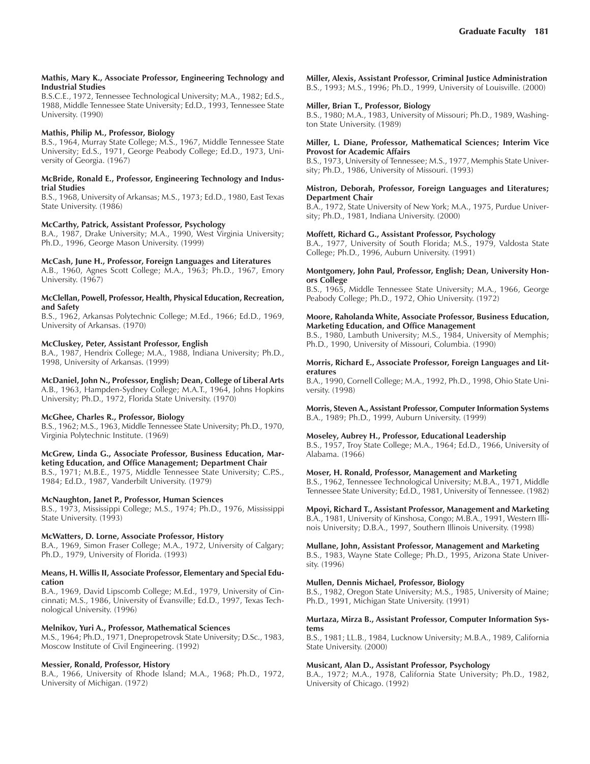**Mathis, Mary K., Associate Professor, Engineering Technology and Industrial Studies**
B.S.C.E., 1972, Tennessee Technological University; M.A., 1982; Ed.S., 1988, Middle Tennessee State University; Ed.D., 1993, Tennessee State University. (1990)

**Mathis, Philip M., Professor, Biology**
B.S., 1964, Murray State College; M.S., 1967, Middle Tennessee State University; Ed.S., 1971, George Peabody College; Ed.D., 1973, University of Georgia. (1967)

**McBride, Ronald E., Professor, Engineering Technology and Industrial Studies**
B.S., 1968, University of Arkansas; M.S., 1973; Ed.D., 1980, East Texas State University. (1986)

**McCarthy, Patrick, Assistant Professor, Psychology**
B.A., 1987, Drake University; M.A., 1990, West Virginia University; Ph.D., 1996, George Mason University. (1999)

**McCash, June H., Professor, Foreign Languages and Literatures**
A.B., 1960, Agnes Scott College; M.A., 1963; Ph.D., 1967, Emory University. (1967)

**McClellan, Powell, Professor, Health, Physical Education, Recreation, and Safety**
B.S., 1962, Arkansas Polytechnic College; M.Ed., 1966; Ed.D., 1969, University of Arkansas. (1970)

**McCluskey, Peter, Assistant Professor, English**
B.A., 1987, Hendrix College; M.A., 1988, Indiana University; Ph.D., 1998, University of Arkansas. (1999)

**McDaniel, John N., Professor, English; Dean, College of Liberal Arts**
A.B., 1963, Hampden-Sydney College; M.A.T., 1964, Johns Hopkins University; Ph.D., 1972, Florida State University. (1970)

**McGhee, Charles R., Professor, Biology**
B.S., 1962; M.S., 1963, Middle Tennessee State University; Ph.D., 1970, Virginia Polytechnic Institute. (1969)

**McGrew, Linda G., Associate Professor, Business Education, Marketing Education, and Office Management; Department Chair**
B.S., 1971; M.B.E., 1975, Middle Tennessee State University; C.P.S., 1984; Ed.D., 1987, Vanderbilt University. (1979)

**McNaughton, Janet P., Professor, Human Sciences**
B.S., 1973, Mississippi College; M.S., 1974; Ph.D., 1976, Mississippi State University. (1993)

**McWatters, D. Lorne, Associate Professor, History**
B.A., 1969, Simon Fraser College; M.A., 1972, University of Calgary; Ph.D., 1979, University of Florida. (1993)

**Means, H. Willis II, Associate Professor, Elementary and Special Education**
B.A., 1969, David Lipscomb College; M.Ed., 1979, University of Cincinnati; M.S., 1986, University of Evansville; Ed.D., 1997, Texas Technological University. (1996)

**Melnikov, Yuri A., Professor, Mathematical Sciences**
M.S., 1964; Ph.D., 1971, Dnepropetrovsk State University; D.Sc., 1983, Moscow Institute of Civil Engineering. (1992)

**Messier, Ronald, Professor, History**
B.A., 1966, University of Rhode Island; M.A., 1968; Ph.D., 1972, University of Michigan. (1972)

**Miller, Alexis, Assistant Professor, Criminal Justice Administration**
B.S., 1993; M.S., 1996; Ph.D., 1999, University of Louisville. (2000)

**Miller, Brian T., Professor, Biology**
B.S., 1980; M.A., 1983, University of Missouri; Ph.D., 1989, Washington State University. (1989)

**Miller, L. Diane, Professor, Mathematical Sciences; Interim Vice Provost for Academic Affairs**
B.S., 1973, University of Tennessee; M.S., 1977, Memphis State University; Ph.D., 1986, University of Missouri. (1993)

**Mistron, Deborah, Professor, Foreign Languages and Literatures; Department Chair**
B.A., 1972, State University of New York; M.A., 1975, Purdue University; Ph.D., 1981, Indiana University. (2000)

**Moffett, Richard G., Assistant Professor, Psychology**
B.A., 1977, University of South Florida; M.S., 1979, Valdosta State College; Ph.D., 1996, Auburn University. (1991)

**Montgomery, John Paul, Professor, English; Dean, University Honors College**
B.S., 1965, Middle Tennessee State University; M.A., 1966, George Peabody College; Ph.D., 1972, Ohio University. (1972)

**Moore, Raholanda White, Associate Professor, Business Education, Marketing Education, and Office Management**
B.S., 1980, Lambuth University; M.S., 1984, University of Memphis; Ph.D., 1990, University of Missouri, Columbia. (1990)

**Morris, Richard E., Associate Professor, Foreign Languages and Literatures**
B.A., 1990, Cornell College; M.A., 1992, Ph.D., 1998, Ohio State University. (1998)

**Morris, Steven A., Assistant Professor, Computer Information Systems**
B.A., 1989; Ph.D., 1999, Auburn University. (1999)

**Moseley, Aubrey H., Professor, Educational Leadership**
B.S., 1957, Troy State College; M.A., 1964; Ed.D., 1966, University of Alabama. (1966)

**Moser, H. Ronald, Professor, Management and Marketing**
B.S., 1962, Tennessee Technological University; M.B.A., 1971, Middle Tennessee State University; Ed.D., 1981, University of Tennessee. (1982)

**Mpoyi, Richard T., Assistant Professor, Management and Marketing**
B.A., 1981, University of Kinshosa, Congo; M.B.A., 1991, Western Illinois University; D.B.A., 1997, Southern Illinois University. (1998)

**Mullane, John, Assistant Professor, Management and Marketing**
B.S., 1983, Wayne State College; Ph.D., 1995, Arizona State University. (1996)

**Mullen, Dennis Michael, Professor, Biology**
B.S., 1982, Oregon State University; M.S., 1985, University of Maine; Ph.D., 1991, Michigan State University. (1991)

**Murtaza, Mirza B., Assistant Professor, Computer Information Systems**
B.S., 1981; LL.B., 1984, Lucknow University; M.B.A., 1989, California State University. (2000)

**Musicant, Alan D., Assistant Professor, Psychology**
B.A., 1972; M.A., 1978, California State University; Ph.D., 1982, University of Chicago. (1992)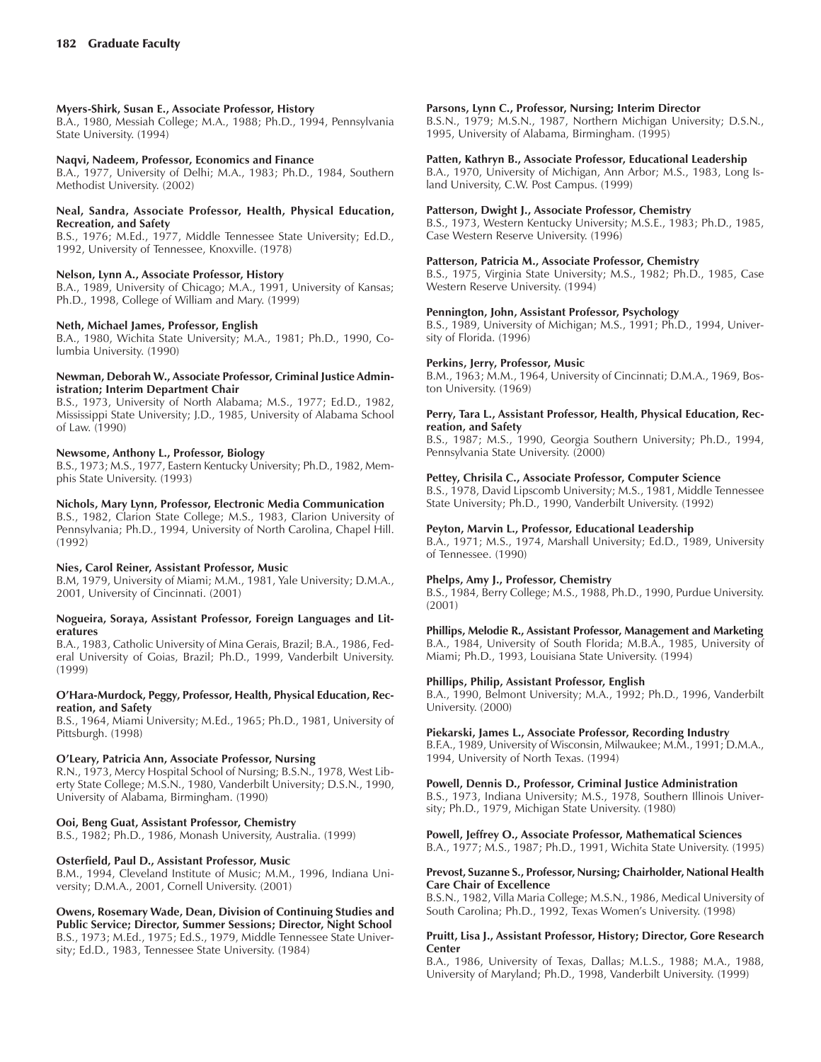**Myers-Shirk, Susan E., Associate Professor, History**
B.A., 1980, Messiah College; M.A., 1988; Ph.D., 1994, Pennsylvania State University. (1994)

**Naqvi, Nadeem, Professor, Economics and Finance**
B.A., 1977, University of Delhi; M.A., 1983; Ph.D., 1984, Southern Methodist University. (2002)

**Neal, Sandra, Associate Professor, Health, Physical Education, Recreation, and Safety**
B.S., 1976; M.Ed., 1977, Middle Tennessee State University; Ed.D., 1992, University of Tennessee, Knoxville. (1978)

**Nelson, Lynn A., Associate Professor, History**
B.A., 1989, University of Chicago; M.A., 1991, University of Kansas; Ph.D., 1998, College of William and Mary. (1999)

**Neth, Michael James, Professor, English**
B.A., 1980, Wichita State University; M.A., 1981; Ph.D., 1990, Columbia University. (1990)

**Newman, Deborah W., Associate Professor, Criminal Justice Administration; Interim Department Chair**
B.S., 1973, University of North Alabama; M.S., 1977; Ed.D., 1982, Mississippi State University; J.D., 1985, University of Alabama School of Law. (1990)

**Newsome, Anthony L., Professor, Biology**
B.S., 1973; M.S., 1977, Eastern Kentucky University; Ph.D., 1982, Memphis State University. (1993)

**Nichols, Mary Lynn, Professor, Electronic Media Communication**
B.S., 1982, Clarion State College; M.S., 1983, Clarion University of Pennsylvania; Ph.D., 1994, University of North Carolina, Chapel Hill. (1992)

**Nies, Carol Reiner, Assistant Professor, Music**
B.M, 1979, University of Miami; M.M., 1981, Yale University; D.M.A., 2001, University of Cincinnati. (2001)

**Nogueira, Soraya, Assistant Professor, Foreign Languages and Literatures**
B.A., 1983, Catholic University of Mina Gerais, Brazil; B.A., 1986, Federal University of Goias, Brazil; Ph.D., 1999, Vanderbilt University. (1999)

**O'Hara-Murdock, Peggy, Professor, Health, Physical Education, Recreation, and Safety**
B.S., 1964, Miami University; M.Ed., 1965; Ph.D., 1981, University of Pittsburgh. (1998)

**O'Leary, Patricia Ann, Associate Professor, Nursing**
R.N., 1973, Mercy Hospital School of Nursing; B.S.N., 1978, West Liberty State College; M.S.N., 1980, Vanderbilt University; D.S.N., 1990, University of Alabama, Birmingham. (1990)

**Ooi, Beng Guat, Assistant Professor, Chemistry**
B.S., 1982; Ph.D., 1986, Monash University, Australia. (1999)

**Osterfield, Paul D., Assistant Professor, Music**
B.M., 1994, Cleveland Institute of Music; M.M., 1996, Indiana University; D.M.A., 2001, Cornell University. (2001)

**Owens, Rosemary Wade, Dean, Division of Continuing Studies and Public Service; Director, Summer Sessions; Director, Night School**
B.S., 1973; M.Ed., 1975; Ed.S., 1979, Middle Tennessee State University; Ed.D., 1983, Tennessee State University. (1984)

**Parsons, Lynn C., Professor, Nursing; Interim Director**
B.S.N., 1979; M.S.N., 1987, Northern Michigan University; D.S.N., 1995, University of Alabama, Birmingham. (1995)

**Patten, Kathryn B., Associate Professor, Educational Leadership**
B.A., 1970, University of Michigan, Ann Arbor; M.S., 1983, Long Island University, C.W. Post Campus. (1999)

**Patterson, Dwight J., Associate Professor, Chemistry**
B.S., 1973, Western Kentucky University; M.S.E., 1983; Ph.D., 1985, Case Western Reserve University. (1996)

**Patterson, Patricia M., Associate Professor, Chemistry**
B.S., 1975, Virginia State University; M.S., 1982; Ph.D., 1985, Case Western Reserve University. (1994)

**Pennington, John, Assistant Professor, Psychology**
B.S., 1989, University of Michigan; M.S., 1991; Ph.D., 1994, University of Florida. (1996)

**Perkins, Jerry, Professor, Music**
B.M., 1963; M.M., 1964, University of Cincinnati; D.M.A., 1969, Boston University. (1969)

**Perry, Tara L., Assistant Professor, Health, Physical Education, Recreation, and Safety**
B.S., 1987; M.S., 1990, Georgia Southern University; Ph.D., 1994, Pennsylvania State University. (2000)

**Pettey, Chrisila C., Associate Professor, Computer Science**
B.S., 1978, David Lipscomb University; M.S., 1981, Middle Tennessee State University; Ph.D., 1990, Vanderbilt University. (1992)

**Peyton, Marvin L., Professor, Educational Leadership**
B.A., 1971; M.S., 1974, Marshall University; Ed.D., 1989, University of Tennessee. (1990)

**Phelps, Amy J., Professor, Chemistry**
B.S., 1984, Berry College; M.S., 1988, Ph.D., 1990, Purdue University. (2001)

**Phillips, Melodie R., Assistant Professor, Management and Marketing**
B.A., 1984, University of South Florida; M.B.A., 1985, University of Miami; Ph.D., 1993, Louisiana State University. (1994)

**Phillips, Philip, Assistant Professor, English**
B.A., 1990, Belmont University; M.A., 1992; Ph.D., 1996, Vanderbilt University. (2000)

**Piekarski, James L., Associate Professor, Recording Industry**
B.F.A., 1989, University of Wisconsin, Milwaukee; M.M., 1991; D.M.A., 1994, University of North Texas. (1994)

**Powell, Dennis D., Professor, Criminal Justice Administration**
B.S., 1973, Indiana University; M.S., 1978, Southern Illinois University; Ph.D., 1979, Michigan State University. (1980)

**Powell, Jeffrey O., Associate Professor, Mathematical Sciences**
B.A., 1977; M.S., 1987; Ph.D., 1991, Wichita State University. (1995)

**Prevost, Suzanne S., Professor, Nursing; Chairholder, National Health Care Chair of Excellence**
B.S.N., 1982, Villa Maria College; M.S.N., 1986, Medical University of South Carolina; Ph.D., 1992, Texas Women's University. (1998)

**Pruitt, Lisa J., Assistant Professor, History; Director, Gore Research Center**
B.A., 1986, University of Texas, Dallas; M.L.S., 1988; M.A., 1988, University of Maryland; Ph.D., 1998, Vanderbilt University. (1999)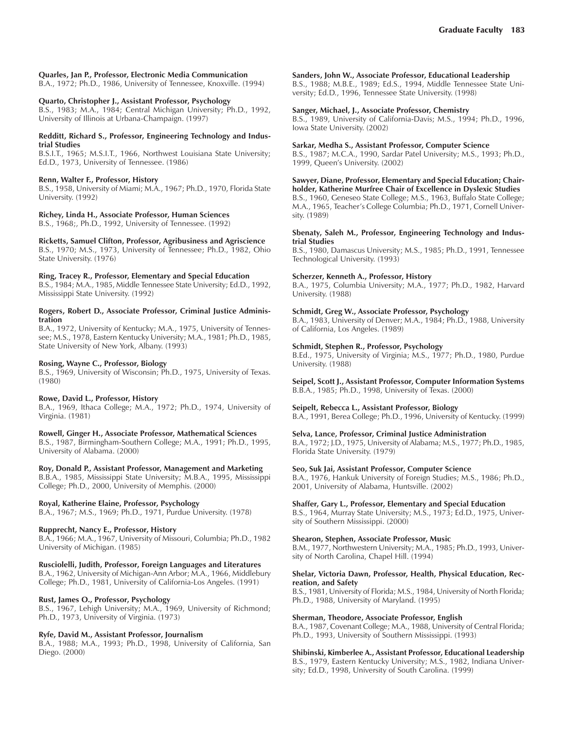**Quarles, Jan P., Professor, Electronic Media Communication**
B.A., 1972; Ph.D., 1986, University of Tennessee, Knoxville. (1994)

**Quarto, Christopher J., Assistant Professor, Psychology**
B.S., 1983; M.A., 1984; Central Michigan University; Ph.D., 1992, University of Illinois at Urbana-Champaign. (1997)

**Redditt, Richard S., Professor, Engineering Technology and Industrial Studies**
B.S.I.T., 1965; M.S.I.T., 1966, Northwest Louisiana State University; Ed.D., 1973, University of Tennessee. (1986)

**Renn, Walter F., Professor, History**
B.S., 1958, University of Miami; M.A., 1967; Ph.D., 1970, Florida State University. (1992)

**Richey, Linda H., Associate Professor, Human Sciences**
B.S., 1968;, Ph.D., 1992, University of Tennessee. (1992)

**Ricketts, Samuel Clifton, Professor, Agribusiness and Agriscience**
B.S., 1970; M.S., 1973, University of Tennessee; Ph.D., 1982, Ohio State University. (1976)

**Ring, Tracey R., Professor, Elementary and Special Education**
B.S., 1984; M.A., 1985, Middle Tennessee State University; Ed.D., 1992, Mississippi State University. (1992)

**Rogers, Robert D., Associate Professor, Criminal Justice Administration**
B.A., 1972, University of Kentucky; M.A., 1975, University of Tennessee; M.S., 1978, Eastern Kentucky University; M.A., 1981; Ph.D., 1985, State University of New York, Albany. (1993)

**Rosing, Wayne C., Professor, Biology**
B.S., 1969, University of Wisconsin; Ph.D., 1975, University of Texas. (1980)

**Rowe, David L., Professor, History**
B.A., 1969, Ithaca College; M.A., 1972; Ph.D., 1974, University of Virginia. (1981)

**Rowell, Ginger H., Associate Professor, Mathematical Sciences**
B.S., 1987, Birmingham-Southern College; M.A., 1991; Ph.D., 1995, University of Alabama. (2000)

**Roy, Donald P., Assistant Professor, Management and Marketing**
B.B.A., 1985, Mississippi State University; M.B.A., 1995, Mississippi College; Ph.D., 2000, University of Memphis. (2000)

**Royal, Katherine Elaine, Professor, Psychology**
B.A., 1967; M.S., 1969; Ph.D., 1971, Purdue University. (1978)

**Rupprecht, Nancy E., Professor, History**
B.A., 1966; M.A., 1967, University of Missouri, Columbia; Ph.D., 1982 University of Michigan. (1985)

**Rusciolelli, Judith, Professor, Foreign Languages and Literatures**
B.A., 1962, University of Michigan-Ann Arbor; M.A., 1966, Middlebury College; Ph.D., 1981, University of California-Los Angeles. (1991)

**Rust, James O., Professor, Psychology**
B.S., 1967, Lehigh University; M.A., 1969, University of Richmond; Ph.D., 1973, University of Virginia. (1973)

**Ryfe, David M., Assistant Professor, Journalism**
B.A., 1988; M.A., 1993; Ph.D., 1998, University of California, San Diego. (2000)

**Sanders, John W., Associate Professor, Educational Leadership**
B.S., 1988; M.B.E., 1989; Ed.S., 1994, Middle Tennessee State University; Ed.D., 1996, Tennessee State University. (1998)

**Sanger, Michael, J., Associate Professor, Chemistry**
B.S., 1989, University of California-Davis; M.S., 1994; Ph.D., 1996, Iowa State University. (2002)

**Sarkar, Medha S., Assistant Professor, Computer Science**
B.S., 1987; M.C.A., 1990, Sardar Patel University; M.S., 1993; Ph.D., 1999, Queen's University. (2002)

**Sawyer, Diane, Professor, Elementary and Special Education; Chairholder, Katherine Murfree Chair of Excellence in Dyslexic Studies**
B.S., 1960, Geneseo State College; M.S., 1963, Buffalo State College; M.A., 1965, Teacher's College Columbia; Ph.D., 1971, Cornell University. (1989)

**Sbenaty, Saleh M., Professor, Engineering Technology and Industrial Studies**
B.S., 1980, Damascus University; M.S., 1985; Ph.D., 1991, Tennessee Technological University. (1993)

**Scherzer, Kenneth A., Professor, History**
B.A., 1975, Columbia University; M.A., 1977; Ph.D., 1982, Harvard University. (1988)

**Schmidt, Greg W., Associate Professor, Psychology**
B.A., 1983, University of Denver; M.A., 1984; Ph.D., 1988, University of California, Los Angeles. (1989)

**Schmidt, Stephen R., Professor, Psychology**
B.Ed., 1975, University of Virginia; M.S., 1977; Ph.D., 1980, Purdue University. (1988)

**Seipel, Scott J., Assistant Professor, Computer Information Systems**
B.B.A., 1985; Ph.D., 1998, University of Texas. (2000)

**Seipelt, Rebecca L., Assistant Professor, Biology**
B.A., 1991, Berea College; Ph.D., 1996, University of Kentucky. (1999)

**Selva, Lance, Professor, Criminal Justice Administration**
B.A., 1972; J.D., 1975, University of Alabama; M.S., 1977; Ph.D., 1985, Florida State University. (1979)

**Seo, Suk Jai, Assistant Professor, Computer Science**
B.A., 1976, Hankuk University of Foreign Studies; M.S., 1986; Ph.D., 2001, University of Alabama, Huntsville. (2002)

**Shaffer, Gary L., Professor, Elementary and Special Education**
B.S., 1964, Murray State University; M.S., 1973; Ed.D., 1975, University of Southern Mississippi. (2000)

**Shearon, Stephen, Associate Professor, Music**
B.M., 1977, Northwestern University; M.A., 1985; Ph.D., 1993, University of North Carolina, Chapel Hill. (1994)

**Shelar, Victoria Dawn, Professor, Health, Physical Education, Recreation, and Safety**
B.S., 1981, University of Florida; M.S., 1984, University of North Florida; Ph.D., 1988, University of Maryland. (1995)

**Sherman, Theodore, Associate Professor, English**
B.A., 1987, Covenant College; M.A., 1988, University of Central Florida; Ph.D., 1993, University of Southern Mississippi. (1993)

**Shibinski, Kimberlee A., Assistant Professor, Educational Leadership**
B.S., 1979, Eastern Kentucky University; M.S., 1982, Indiana University; Ed.D., 1998, University of South Carolina. (1999)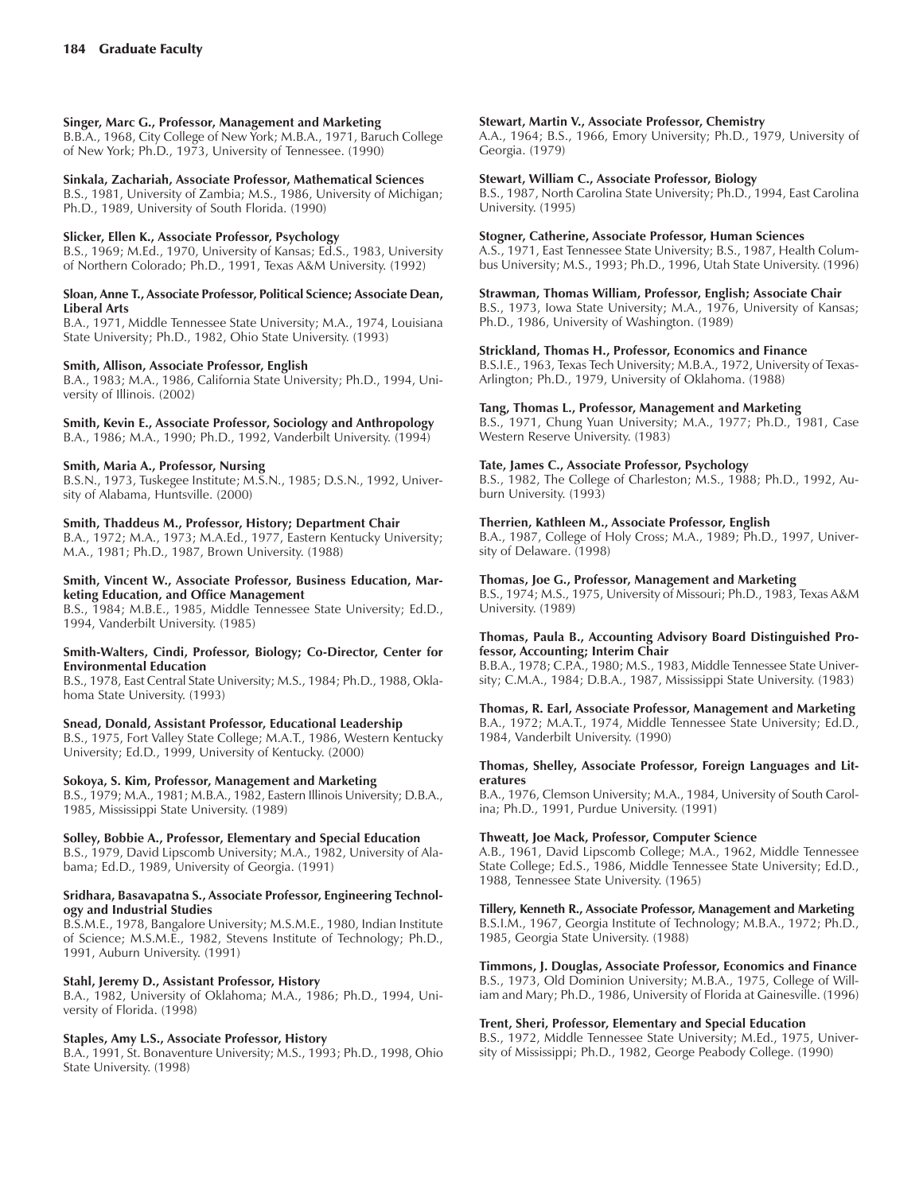**Singer, Marc G., Professor, Management and Marketing**
B.B.A., 1968, City College of New York; M.B.A., 1971, Baruch College of New York; Ph.D., 1973, University of Tennessee. (1990)

**Sinkala, Zachariah, Associate Professor, Mathematical Sciences**
B.S., 1981, University of Zambia; M.S., 1986, University of Michigan; Ph.D., 1989, University of South Florida. (1990)

**Slicker, Ellen K., Associate Professor, Psychology**
B.S., 1969; M.Ed., 1970, University of Kansas; Ed.S., 1983, University of Northern Colorado; Ph.D., 1991, Texas A&M University. (1992)

**Sloan, Anne T., Associate Professor, Political Science; Associate Dean, Liberal Arts**
B.A., 1971, Middle Tennessee State University; M.A., 1974, Louisiana State University; Ph.D., 1982, Ohio State University. (1993)

**Smith, Allison, Associate Professor, English**
B.A., 1983; M.A., 1986, California State University; Ph.D., 1994, University of Illinois. (2002)

**Smith, Kevin E., Associate Professor, Sociology and Anthropology**
B.A., 1986; M.A., 1990; Ph.D., 1992, Vanderbilt University. (1994)

**Smith, Maria A., Professor, Nursing**
B.S.N., 1973, Tuskegee Institute; M.S.N., 1985; D.S.N., 1992, University of Alabama, Huntsville. (2000)

**Smith, Thaddeus M., Professor, History; Department Chair**
B.A., 1972; M.A., 1973; M.A.Ed., 1977, Eastern Kentucky University; M.A., 1981; Ph.D., 1987, Brown University. (1988)

**Smith, Vincent W., Associate Professor, Business Education, Marketing Education, and Office Management**
B.S., 1984; M.B.E., 1985, Middle Tennessee State University; Ed.D., 1994, Vanderbilt University. (1985)

**Smith-Walters, Cindi, Professor, Biology; Co-Director, Center for Environmental Education**
B.S., 1978, East Central State University; M.S., 1984; Ph.D., 1988, Oklahoma State University. (1993)

**Snead, Donald, Assistant Professor, Educational Leadership**
B.S., 1975, Fort Valley State College; M.A.T., 1986, Western Kentucky University; Ed.D., 1999, University of Kentucky. (2000)

**Sokoya, S. Kim, Professor, Management and Marketing**
B.S., 1979; M.A., 1981; M.B.A., 1982, Eastern Illinois University; D.B.A., 1985, Mississippi State University. (1989)

**Solley, Bobbie A., Professor, Elementary and Special Education**
B.S., 1979, David Lipscomb University; M.A., 1982, University of Alabama; Ed.D., 1989, University of Georgia. (1991)

**Sridhara, Basavapatna S., Associate Professor, Engineering Technology and Industrial Studies**
B.S.M.E., 1978, Bangalore University; M.S.M.E., 1980, Indian Institute of Science; M.S.M.E., 1982, Stevens Institute of Technology; Ph.D., 1991, Auburn University. (1991)

**Stahl, Jeremy D., Assistant Professor, History**
B.A., 1982, University of Oklahoma; M.A., 1986; Ph.D., 1994, University of Florida. (1998)

**Staples, Amy L.S., Associate Professor, History**
B.A., 1991, St. Bonaventure University; M.S., 1993; Ph.D., 1998, Ohio State University. (1998)

**Stewart, Martin V., Associate Professor, Chemistry**
A.A., 1964; B.S., 1966, Emory University; Ph.D., 1979, University of Georgia. (1979)

**Stewart, William C., Associate Professor, Biology**
B.S., 1987, North Carolina State University; Ph.D., 1994, East Carolina University. (1995)

**Stogner, Catherine, Associate Professor, Human Sciences**
A.S., 1971, East Tennessee State University; B.S., 1987, Health Columbus University; M.S., 1993; Ph.D., 1996, Utah State University. (1996)

**Strawman, Thomas William, Professor, English; Associate Chair**
B.S., 1973, Iowa State University; M.A., 1976, University of Kansas; Ph.D., 1986, University of Washington. (1989)

**Strickland, Thomas H., Professor, Economics and Finance**
B.S.I.E., 1963, Texas Tech University; M.B.A., 1972, University of Texas-Arlington; Ph.D., 1979, University of Oklahoma. (1988)

**Tang, Thomas L., Professor, Management and Marketing**
B.S., 1971, Chung Yuan University; M.A., 1977; Ph.D., 1981, Case Western Reserve University. (1983)

**Tate, James C., Associate Professor, Psychology**
B.S., 1982, The College of Charleston; M.S., 1988; Ph.D., 1992, Auburn University. (1993)

**Therrien, Kathleen M., Associate Professor, English**
B.A., 1987, College of Holy Cross; M.A., 1989; Ph.D., 1997, University of Delaware. (1998)

**Thomas, Joe G., Professor, Management and Marketing**
B.S., 1974; M.S., 1975, University of Missouri; Ph.D., 1983, Texas A&M University. (1989)

**Thomas, Paula B., Accounting Advisory Board Distinguished Professor, Accounting; Interim Chair**
B.B.A., 1978; C.P.A., 1980; M.S., 1983, Middle Tennessee State University; C.M.A., 1984; D.B.A., 1987, Mississippi State University. (1983)

**Thomas, R. Earl, Associate Professor, Management and Marketing**
B.A., 1972; M.A.T., 1974, Middle Tennessee State University; Ed.D., 1984, Vanderbilt University. (1990)

**Thomas, Shelley, Associate Professor, Foreign Languages and Literatures**
B.A., 1976, Clemson University; M.A., 1984, University of South Carolina; Ph.D., 1991, Purdue University. (1991)

**Thweatt, Joe Mack, Professor, Computer Science**
A.B., 1961, David Lipscomb College; M.A., 1962, Middle Tennessee State College; Ed.S., 1986, Middle Tennessee State University; Ed.D., 1988, Tennessee State University. (1965)

**Tillery, Kenneth R., Associate Professor, Management and Marketing**
B.S.I.M., 1967, Georgia Institute of Technology; M.B.A., 1972; Ph.D., 1985, Georgia State University. (1988)

**Timmons, J. Douglas, Associate Professor, Economics and Finance**
B.S., 1973, Old Dominion University; M.B.A., 1975, College of William and Mary; Ph.D., 1986, University of Florida at Gainesville. (1996)

**Trent, Sheri, Professor, Elementary and Special Education**
B.S., 1972, Middle Tennessee State University; M.Ed., 1975, University of Mississippi; Ph.D., 1982, George Peabody College. (1990)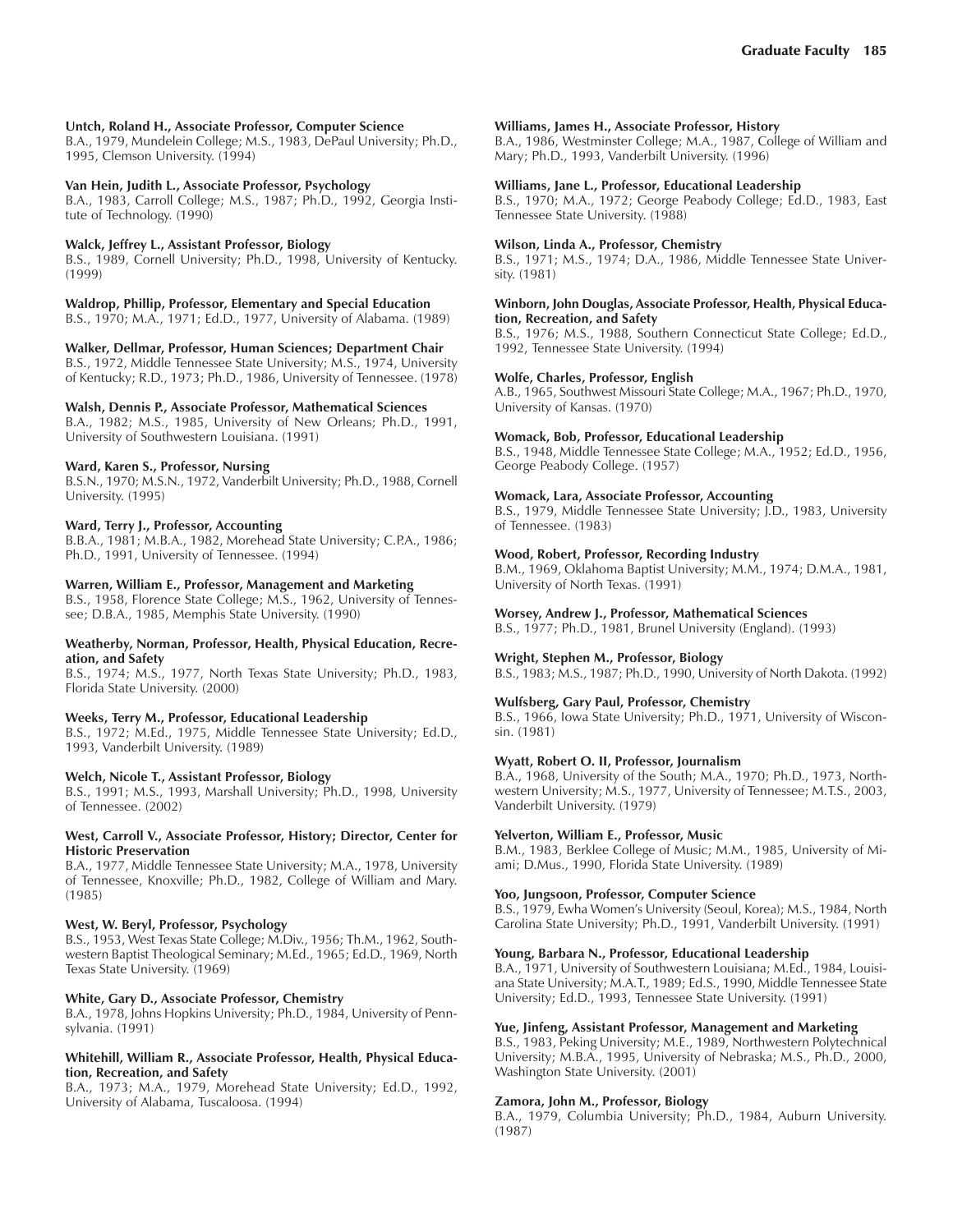**Untch, Roland H., Associate Professor, Computer Science**
B.A., 1979, Mundelein College; M.S., 1983, DePaul University; Ph.D., 1995, Clemson University. (1994)

**Van Hein, Judith L., Associate Professor, Psychology**
B.A., 1983, Carroll College; M.S., 1987; Ph.D., 1992, Georgia Institute of Technology. (1990)

**Walck, Jeffrey L., Assistant Professor, Biology**
B.S., 1989, Cornell University; Ph.D., 1998, University of Kentucky. (1999)

**Waldrop, Phillip, Professor, Elementary and Special Education**
B.S., 1970; M.A., 1971; Ed.D., 1977, University of Alabama. (1989)

**Walker, Dellmar, Professor, Human Sciences; Department Chair**
B.S., 1972, Middle Tennessee State University; M.S., 1974, University of Kentucky; R.D., 1973; Ph.D., 1986, University of Tennessee. (1978)

**Walsh, Dennis P., Associate Professor, Mathematical Sciences**
B.A., 1982; M.S., 1985, University of New Orleans; Ph.D., 1991, University of Southwestern Louisiana. (1991)

**Ward, Karen S., Professor, Nursing**
B.S.N., 1970; M.S.N., 1972, Vanderbilt University; Ph.D., 1988, Cornell University. (1995)

**Ward, Terry J., Professor, Accounting**
B.B.A., 1981; M.B.A., 1982, Morehead State University; C.P.A., 1986; Ph.D., 1991, University of Tennessee. (1994)

**Warren, William E., Professor, Management and Marketing**
B.S., 1958, Florence State College; M.S., 1962, University of Tennessee; D.B.A., 1985, Memphis State University. (1990)

**Weatherby, Norman, Professor, Health, Physical Education, Recreation, and Safety**
B.S., 1974; M.S., 1977, North Texas State University; Ph.D., 1983, Florida State University. (2000)

**Weeks, Terry M., Professor, Educational Leadership**
B.S., 1972; M.Ed., 1975, Middle Tennessee State University; Ed.D., 1993, Vanderbilt University. (1989)

**Welch, Nicole T., Assistant Professor, Biology**
B.S., 1991; M.S., 1993, Marshall University; Ph.D., 1998, University of Tennessee. (2002)

**West, Carroll V., Associate Professor, History; Director, Center for Historic Preservation**
B.A., 1977, Middle Tennessee State University; M.A., 1978, University of Tennessee, Knoxville; Ph.D., 1982, College of William and Mary. (1985)

**West, W. Beryl, Professor, Psychology**
B.S., 1953, West Texas State College; M.Div., 1956; Th.M., 1962, Southwestern Baptist Theological Seminary; M.Ed., 1965; Ed.D., 1969, North Texas State University. (1969)

**White, Gary D., Associate Professor, Chemistry**
B.A., 1978, Johns Hopkins University; Ph.D., 1984, University of Pennsylvania. (1991)

**Whitehill, William R., Associate Professor, Health, Physical Education, Recreation, and Safety**
B.A., 1973; M.A., 1979, Morehead State University; Ed.D., 1992, University of Alabama, Tuscaloosa. (1994)

**Williams, James H., Associate Professor, History**
B.A., 1986, Westminster College; M.A., 1987, College of William and Mary; Ph.D., 1993, Vanderbilt University. (1996)

**Williams, Jane L., Professor, Educational Leadership**
B.S., 1970; M.A., 1972; George Peabody College; Ed.D., 1983, East Tennessee State University. (1988)

**Wilson, Linda A., Professor, Chemistry**
B.S., 1971; M.S., 1974; D.A., 1986, Middle Tennessee State University. (1981)

**Winborn, John Douglas, Associate Professor, Health, Physical Education, Recreation, and Safety**
B.S., 1976; M.S., 1988, Southern Connecticut State College; Ed.D., 1992, Tennessee State University. (1994)

**Wolfe, Charles, Professor, English**
A.B., 1965, Southwest Missouri State College; M.A., 1967; Ph.D., 1970, University of Kansas. (1970)

**Womack, Bob, Professor, Educational Leadership**
B.S., 1948, Middle Tennessee State College; M.A., 1952; Ed.D., 1956, George Peabody College. (1957)

**Womack, Lara, Associate Professor, Accounting**
B.S., 1979, Middle Tennessee State University; J.D., 1983, University of Tennessee. (1983)

**Wood, Robert, Professor, Recording Industry**
B.M., 1969, Oklahoma Baptist University; M.M., 1974; D.M.A., 1981, University of North Texas. (1991)

**Worsey, Andrew J., Professor, Mathematical Sciences**
B.S., 1977; Ph.D., 1981, Brunel University (England). (1993)

**Wright, Stephen M., Professor, Biology**
B.S., 1983; M.S., 1987; Ph.D., 1990, University of North Dakota. (1992)

**Wulfsberg, Gary Paul, Professor, Chemistry**
B.S., 1966, Iowa State University; Ph.D., 1971, University of Wisconsin. (1981)

**Wyatt, Robert O. II, Professor, Journalism**
B.A., 1968, University of the South; M.A., 1970; Ph.D., 1973, Northwestern University; M.S., 1977, University of Tennessee; M.T.S., 2003, Vanderbilt University. (1979)

**Yelverton, William E., Professor, Music**
B.M., 1983, Berklee College of Music; M.M., 1985, University of Miami; D.Mus., 1990, Florida State University. (1989)

**Yoo, Jungsoon, Professor, Computer Science**
B.S., 1979, Ewha Women's University (Seoul, Korea); M.S., 1984, North Carolina State University; Ph.D., 1991, Vanderbilt University. (1991)

**Young, Barbara N., Professor, Educational Leadership**
B.A., 1971, University of Southwestern Louisiana; M.Ed., 1984, Louisiana State University; M.A.T., 1989; Ed.S., 1990, Middle Tennessee State University; Ed.D., 1993, Tennessee State University. (1991)

**Yue, Jinfeng, Assistant Professor, Management and Marketing**
B.S., 1983, Peking University; M.E., 1989, Northwestern Polytechnical University; M.B.A., 1995, University of Nebraska; M.S., Ph.D., 2000, Washington State University. (2001)

**Zamora, John M., Professor, Biology**
B.A., 1979, Columbia University; Ph.D., 1984, Auburn University. (1987)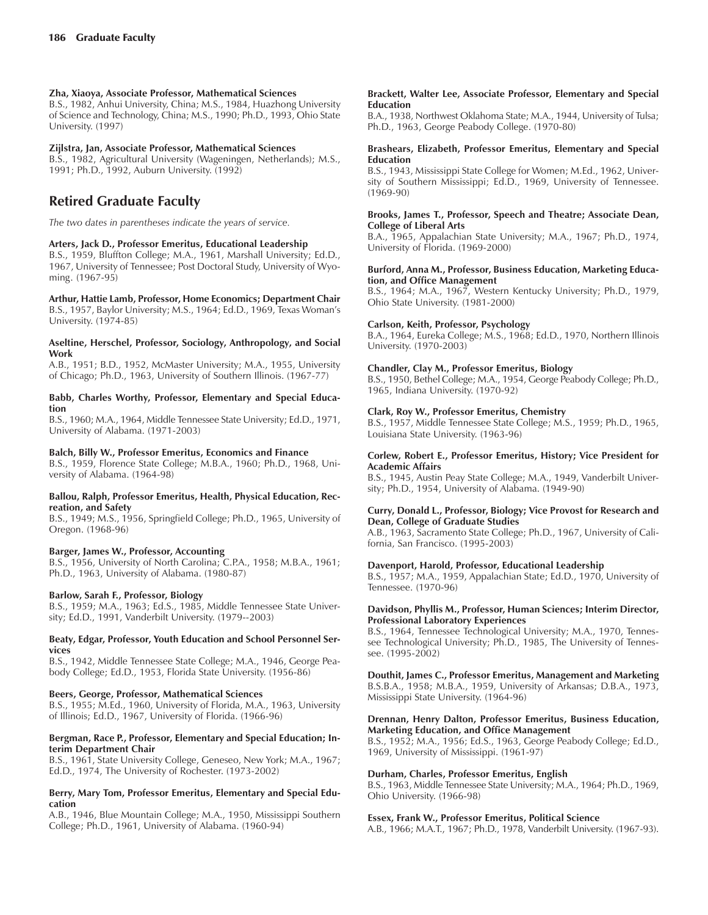**Zha, Xiaoya, Associate Professor, Mathematical Sciences**
B.S., 1982, Anhui University, China; M.S., 1984, Huazhong University of Science and Technology, China; M.S., 1990; Ph.D., 1993, Ohio State University. (1997)

**Zijlstra, Jan, Associate Professor, Mathematical Sciences**
B.S., 1982, Agricultural University (Wageningen, Netherlands); M.S., 1991; Ph.D., 1992, Auburn University. (1992)

## Retired Graduate Faculty

*The two dates in parentheses indicate the years of service.*

**Arters, Jack D., Professor Emeritus, Educational Leadership**
B.S., 1959, Bluffton College; M.A., 1961, Marshall University; Ed.D., 1967, University of Tennessee; Post Doctoral Study, University of Wyoming. (1967-95)

**Arthur, Hattie Lamb, Professor, Home Economics; Department Chair**
B.S., 1957, Baylor University; M.S., 1964; Ed.D., 1969, Texas Woman's University. (1974-85)

**Aseltine, Herschel, Professor, Sociology, Anthropology, and Social Work**
A.B., 1951; B.D., 1952, McMaster University; M.A., 1955, University of Chicago; Ph.D., 1963, University of Southern Illinois. (1967-77)

**Babb, Charles Worthy, Professor, Elementary and Special Education**
B.S., 1960; M.A., 1964, Middle Tennessee State University; Ed.D., 1971, University of Alabama. (1971-2003)

**Balch, Billy W., Professor Emeritus, Economics and Finance**
B.S., 1959, Florence State College; M.B.A., 1960; Ph.D., 1968, University of Alabama. (1964-98)

**Ballou, Ralph, Professor Emeritus, Health, Physical Education, Recreation, and Safety**
B.S., 1949; M.S., 1956, Springfield College; Ph.D., 1965, University of Oregon. (1968-96)

**Barger, James W., Professor, Accounting**
B.S., 1956, University of North Carolina; C.P.A., 1958; M.B.A., 1961; Ph.D., 1963, University of Alabama. (1980-87)

**Barlow, Sarah F., Professor, Biology**
B.S., 1959; M.A., 1963; Ed.S., 1985, Middle Tennessee State University; Ed.D., 1991, Vanderbilt University. (1979--2003)

**Beaty, Edgar, Professor, Youth Education and School Personnel Services**
B.S., 1942, Middle Tennessee State College; M.A., 1946, George Peabody College; Ed.D., 1953, Florida State University. (1956-86)

**Beers, George, Professor, Mathematical Sciences**
B.S., 1955; M.Ed., 1960, University of Florida, M.A., 1963, University of Illinois; Ed.D., 1967, University of Florida. (1966-96)

**Bergman, Race P., Professor, Elementary and Special Education; Interim Department Chair**
B.S., 1961, State University College, Geneseo, New York; M.A., 1967; Ed.D., 1974, The University of Rochester. (1973-2002)

**Berry, Mary Tom, Professor Emeritus, Elementary and Special Education**
A.B., 1946, Blue Mountain College; M.A., 1950, Mississippi Southern College; Ph.D., 1961, University of Alabama. (1960-94)

**Brackett, Walter Lee, Associate Professor, Elementary and Special Education**
B.A., 1938, Northwest Oklahoma State; M.A., 1944, University of Tulsa; Ph.D., 1963, George Peabody College. (1970-80)

**Brashears, Elizabeth, Professor Emeritus, Elementary and Special Education**
B.S., 1943, Mississippi State College for Women; M.Ed., 1962, University of Southern Mississippi; Ed.D., 1969, University of Tennessee. (1969-90)

**Brooks, James T., Professor, Speech and Theatre; Associate Dean, College of Liberal Arts**
B.A., 1965, Appalachian State University; M.A., 1967; Ph.D., 1974, University of Florida. (1969-2000)

**Burford, Anna M., Professor, Business Education, Marketing Education, and Office Management**
B.S., 1964; M.A., 1967, Western Kentucky University; Ph.D., 1979, Ohio State University. (1981-2000)

**Carlson, Keith, Professor, Psychology**
B.A., 1964, Eureka College; M.S., 1968; Ed.D., 1970, Northern Illinois University. (1970-2003)

**Chandler, Clay M., Professor Emeritus, Biology**
B.S., 1950, Bethel College; M.A., 1954, George Peabody College; Ph.D., 1965, Indiana University. (1970-92)

**Clark, Roy W., Professor Emeritus, Chemistry**
B.S., 1957, Middle Tennessee State College; M.S., 1959; Ph.D., 1965, Louisiana State University. (1963-96)

**Corlew, Robert E., Professor Emeritus, History; Vice President for Academic Affairs**
B.S., 1945, Austin Peay State College; M.A., 1949, Vanderbilt University; Ph.D., 1954, University of Alabama. (1949-90)

**Curry, Donald L., Professor, Biology; Vice Provost for Research and Dean, College of Graduate Studies**
A.B., 1963, Sacramento State College; Ph.D., 1967, University of California, San Francisco. (1995-2003)

**Davenport, Harold, Professor, Educational Leadership**
B.S., 1957; M.A., 1959, Appalachian State; Ed.D., 1970, University of Tennessee. (1970-96)

**Davidson, Phyllis M., Professor, Human Sciences; Interim Director, Professional Laboratory Experiences**
B.S., 1964, Tennessee Technological University; M.A., 1970, Tennessee Technological University; Ph.D., 1985, The University of Tennessee. (1995-2002)

**Douthit, James C., Professor Emeritus, Management and Marketing**
B.S.B.A., 1958; M.B.A., 1959, University of Arkansas; D.B.A., 1973, Mississippi State University. (1964-96)

**Drennan, Henry Dalton, Professor Emeritus, Business Education, Marketing Education, and Office Management**
B.S., 1952; M.A., 1956; Ed.S., 1963, George Peabody College; Ed.D., 1969, University of Mississippi. (1961-97)

**Durham, Charles, Professor Emeritus, English**
B.S., 1963, Middle Tennessee State University; M.A., 1964; Ph.D., 1969, Ohio University. (1966-98)

**Essex, Frank W., Professor Emeritus, Political Science**
A.B., 1966; M.A.T., 1967; Ph.D., 1978, Vanderbilt University. (1967-93).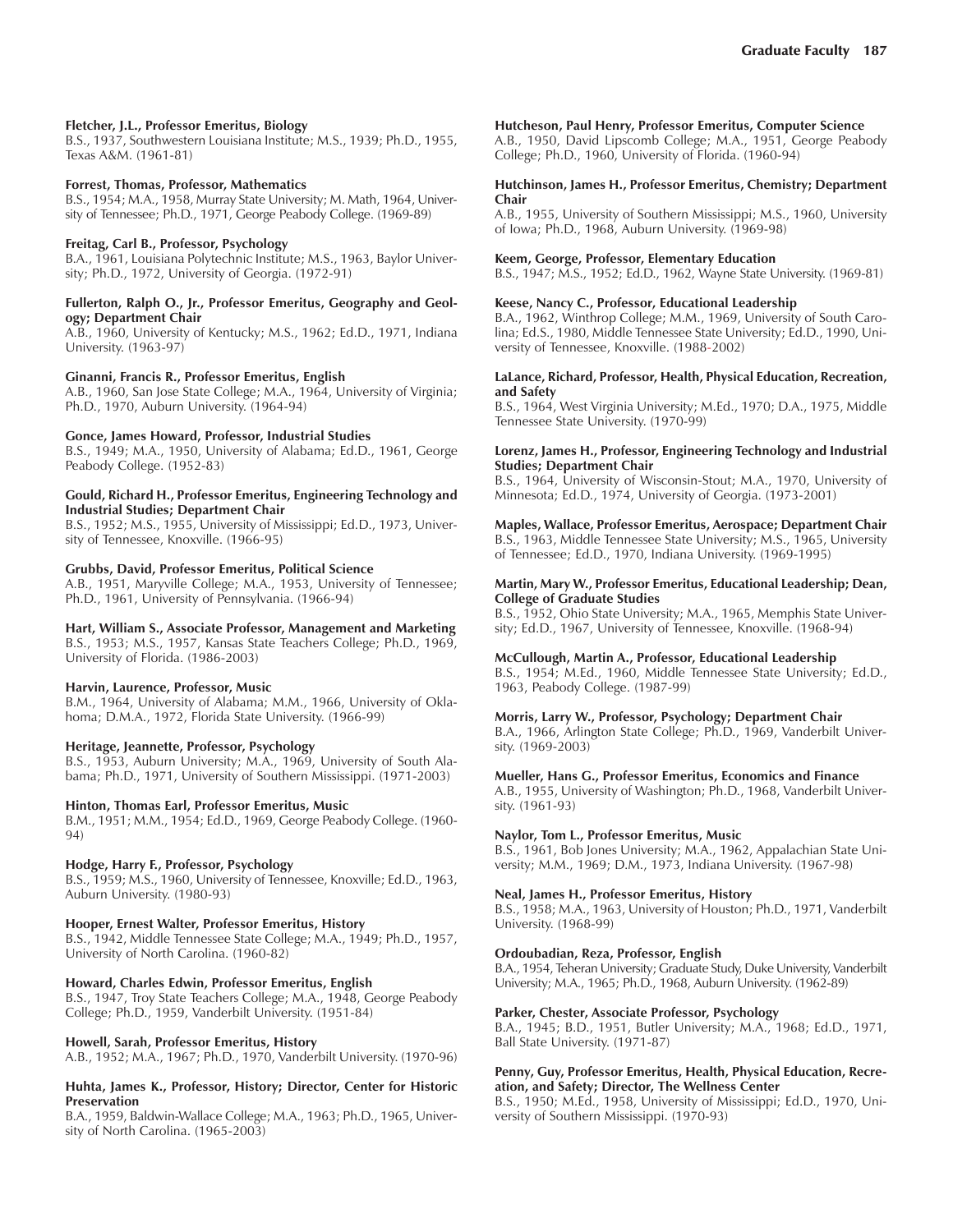**Fletcher, J.L., Professor Emeritus, Biology**
B.S., 1937, Southwestern Louisiana Institute; M.S., 1939; Ph.D., 1955, Texas A&M. (1961-81)

**Forrest, Thomas, Professor, Mathematics**
B.S., 1954; M.A., 1958, Murray State University; M. Math, 1964, University of Tennessee; Ph.D., 1971, George Peabody College. (1969-89)

**Freitag, Carl B., Professor, Psychology**
B.A., 1961, Louisiana Polytechnic Institute; M.S., 1963, Baylor University; Ph.D., 1972, University of Georgia. (1972-91)

**Fullerton, Ralph O., Jr., Professor Emeritus, Geography and Geology; Department Chair**
A.B., 1960, University of Kentucky; M.S., 1962; Ed.D., 1971, Indiana University. (1963-97)

**Ginanni, Francis R., Professor Emeritus, English**
A.B., 1960, San Jose State College; M.A., 1964, University of Virginia; Ph.D., 1970, Auburn University. (1964-94)

**Gonce, James Howard, Professor, Industrial Studies**
B.S., 1949; M.A., 1950, University of Alabama; Ed.D., 1961, George Peabody College. (1952-83)

**Gould, Richard H., Professor Emeritus, Engineering Technology and Industrial Studies; Department Chair**
B.S., 1952; M.S., 1955, University of Mississippi; Ed.D., 1973, University of Tennessee, Knoxville. (1966-95)

**Grubbs, David, Professor Emeritus, Political Science**
A.B., 1951, Maryville College; M.A., 1953, University of Tennessee; Ph.D., 1961, University of Pennsylvania. (1966-94)

**Hart, William S., Associate Professor, Management and Marketing**
B.S., 1953; M.S., 1957, Kansas State Teachers College; Ph.D., 1969, University of Florida. (1986-2003)

**Harvin, Laurence, Professor, Music**
B.M., 1964, University of Alabama; M.M., 1966, University of Oklahoma; D.M.A., 1972, Florida State University. (1966-99)

**Heritage, Jeannette, Professor, Psychology**
B.S., 1953, Auburn University; M.A., 1969, University of South Alabama; Ph.D., 1971, University of Southern Mississippi. (1971-2003)

**Hinton, Thomas Earl, Professor Emeritus, Music**
B.M., 1951; M.M., 1954; Ed.D., 1969, George Peabody College. (1960-94)

**Hodge, Harry F., Professor, Psychology**
B.S., 1959; M.S., 1960, University of Tennessee, Knoxville; Ed.D., 1963, Auburn University. (1980-93)

**Hooper, Ernest Walter, Professor Emeritus, History**
B.S., 1942, Middle Tennessee State College; M.A., 1949; Ph.D., 1957, University of North Carolina. (1960-82)

**Howard, Charles Edwin, Professor Emeritus, English**
B.S., 1947, Troy State Teachers College; M.A., 1948, George Peabody College; Ph.D., 1959, Vanderbilt University. (1951-84)

**Howell, Sarah, Professor Emeritus, History**
A.B., 1952; M.A., 1967; Ph.D., 1970, Vanderbilt University. (1970-96)

**Huhta, James K., Professor, History; Director, Center for Historic Preservation**
B.A., 1959, Baldwin-Wallace College; M.A., 1963; Ph.D., 1965, University of North Carolina. (1965-2003)

**Hutcheson, Paul Henry, Professor Emeritus, Computer Science**
A.B., 1950, David Lipscomb College; M.A., 1951, George Peabody College; Ph.D., 1960, University of Florida. (1960-94)

**Hutchinson, James H., Professor Emeritus, Chemistry; Department Chair**
A.B., 1955, University of Southern Mississippi; M.S., 1960, University of Iowa; Ph.D., 1968, Auburn University. (1969-98)

**Keem, George, Professor, Elementary Education**
B.S., 1947; M.S., 1952; Ed.D., 1962, Wayne State University. (1969-81)

**Keese, Nancy C., Professor, Educational Leadership**
B.A., 1962, Winthrop College; M.M., 1969, University of South Carolina; Ed.S., 1980, Middle Tennessee State University; Ed.D., 1990, University of Tennessee, Knoxville. (1988-2002)

**LaLance, Richard, Professor, Health, Physical Education, Recreation, and Safety**
B.S., 1964, West Virginia University; M.Ed., 1970; D.A., 1975, Middle Tennessee State University. (1970-99)

**Lorenz, James H., Professor, Engineering Technology and Industrial Studies; Department Chair**
B.S., 1964, University of Wisconsin-Stout; M.A., 1970, University of Minnesota; Ed.D., 1974, University of Georgia. (1973-2001)

**Maples, Wallace, Professor Emeritus, Aerospace; Department Chair**
B.S., 1963, Middle Tennessee State University; M.S., 1965, University of Tennessee; Ed.D., 1970, Indiana University. (1969-1995)

**Martin, Mary W., Professor Emeritus, Educational Leadership; Dean, College of Graduate Studies**
B.S., 1952, Ohio State University; M.A., 1965, Memphis State University; Ed.D., 1967, University of Tennessee, Knoxville. (1968-94)

**McCullough, Martin A., Professor, Educational Leadership**
B.S., 1954; M.Ed., 1960, Middle Tennessee State University; Ed.D., 1963, Peabody College. (1987-99)

**Morris, Larry W., Professor, Psychology; Department Chair**
B.A., 1966, Arlington State College; Ph.D., 1969, Vanderbilt University. (1969-2003)

**Mueller, Hans G., Professor Emeritus, Economics and Finance**
A.B., 1955, University of Washington; Ph.D., 1968, Vanderbilt University. (1961-93)

**Naylor, Tom L., Professor Emeritus, Music**
B.S., 1961, Bob Jones University; M.A., 1962, Appalachian State University; M.M., 1969; D.M., 1973, Indiana University. (1967-98)

**Neal, James H., Professor Emeritus, History**
B.S., 1958; M.A., 1963, University of Houston; Ph.D., 1971, Vanderbilt University. (1968-99)

**Ordoubadian, Reza, Professor, English**
B.A., 1954, Teheran University; Graduate Study, Duke University, Vanderbilt University; M.A., 1965; Ph.D., 1968, Auburn University. (1962-89)

**Parker, Chester, Associate Professor, Psychology**
B.A., 1945; B.D., 1951, Butler University; M.A., 1968; Ed.D., 1971, Ball State University. (1971-87)

**Penny, Guy, Professor Emeritus, Health, Physical Education, Recreation, and Safety; Director, The Wellness Center**
B.S., 1950; M.Ed., 1958, University of Mississippi; Ed.D., 1970, University of Southern Mississippi. (1970-93)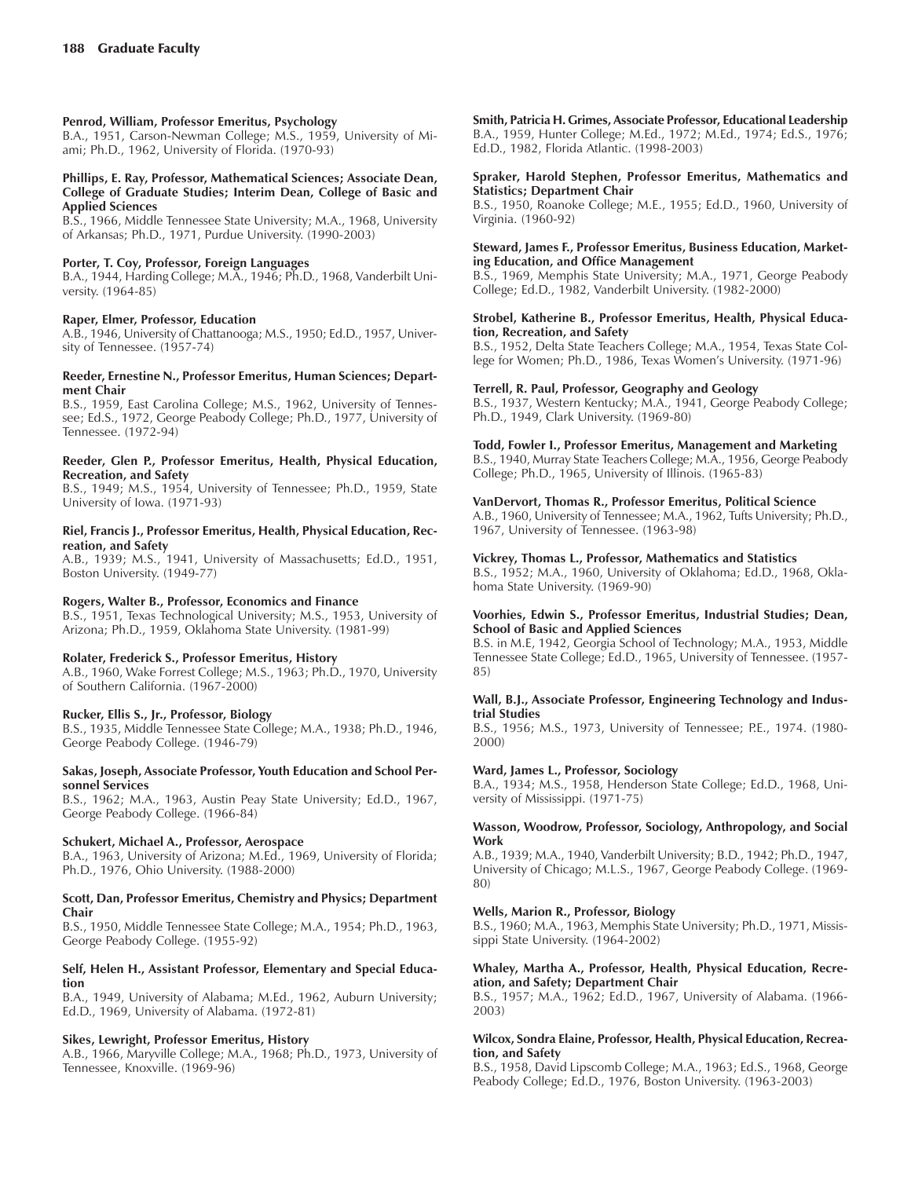**Penrod, William, Professor Emeritus, Psychology**
B.A., 1951, Carson-Newman College; M.S., 1959, University of Miami; Ph.D., 1962, University of Florida. (1970-93)

**Phillips, E. Ray, Professor, Mathematical Sciences; Associate Dean, College of Graduate Studies; Interim Dean, College of Basic and Applied Sciences**
B.S., 1966, Middle Tennessee State University; M.A., 1968, University of Arkansas; Ph.D., 1971, Purdue University. (1990-2003)

**Porter, T. Coy, Professor, Foreign Languages**
B.A., 1944, Harding College; M.A., 1946; Ph.D., 1968, Vanderbilt University. (1964-85)

**Raper, Elmer, Professor, Education**
A.B., 1946, University of Chattanooga; M.S., 1950; Ed.D., 1957, University of Tennessee. (1957-74)

**Reeder, Ernestine N., Professor Emeritus, Human Sciences; Department Chair**
B.S., 1959, East Carolina College; M.S., 1962, University of Tennessee; Ed.S., 1972, George Peabody College; Ph.D., 1977, University of Tennessee. (1972-94)

**Reeder, Glen P., Professor Emeritus, Health, Physical Education, Recreation, and Safety**
B.S., 1949; M.S., 1954, University of Tennessee; Ph.D., 1959, State University of Iowa. (1971-93)

**Riel, Francis J., Professor Emeritus, Health, Physical Education, Recreation, and Safety**
A.B., 1939; M.S., 1941, University of Massachusetts; Ed.D., 1951, Boston University. (1949-77)

**Rogers, Walter B., Professor, Economics and Finance**
B.S., 1951, Texas Technological University; M.S., 1953, University of Arizona; Ph.D., 1959, Oklahoma State University. (1981-99)

**Rolater, Frederick S., Professor Emeritus, History**
A.B., 1960, Wake Forrest College; M.S., 1963; Ph.D., 1970, University of Southern California. (1967-2000)

**Rucker, Ellis S., Jr., Professor, Biology**
B.S., 1935, Middle Tennessee State College; M.A., 1938; Ph.D., 1946, George Peabody College. (1946-79)

**Sakas, Joseph, Associate Professor, Youth Education and School Personnel Services**
B.S., 1962; M.A., 1963, Austin Peay State University; Ed.D., 1967, George Peabody College. (1966-84)

**Schukert, Michael A., Professor, Aerospace**
B.A., 1963, University of Arizona; M.Ed., 1969, University of Florida; Ph.D., 1976, Ohio University. (1988-2000)

**Scott, Dan, Professor Emeritus, Chemistry and Physics; Department Chair**
B.S., 1950, Middle Tennessee State College; M.A., 1954; Ph.D., 1963, George Peabody College. (1955-92)

**Self, Helen H., Assistant Professor, Elementary and Special Education**
B.A., 1949, University of Alabama; M.Ed., 1962, Auburn University; Ed.D., 1969, University of Alabama. (1972-81)

**Sikes, Lewright, Professor Emeritus, History**
A.B., 1966, Maryville College; M.A., 1968; Ph.D., 1973, University of Tennessee, Knoxville. (1969-96)

**Smith, Patricia H. Grimes, Associate Professor, Educational Leadership**
B.A., 1959, Hunter College; M.Ed., 1972; M.Ed., 1974; Ed.S., 1976; Ed.D., 1982, Florida Atlantic. (1998-2003)

**Spraker, Harold Stephen, Professor Emeritus, Mathematics and Statistics; Department Chair**
B.S., 1950, Roanoke College; M.E., 1955; Ed.D., 1960, University of Virginia. (1960-92)

**Steward, James F., Professor Emeritus, Business Education, Marketing Education, and Office Management**
B.S., 1969, Memphis State University; M.A., 1971, George Peabody College; Ed.D., 1982, Vanderbilt University. (1982-2000)

**Strobel, Katherine B., Professor Emeritus, Health, Physical Education, Recreation, and Safety**
B.S., 1952, Delta State Teachers College; M.A., 1954, Texas State College for Women; Ph.D., 1986, Texas Women's University. (1971-96)

**Terrell, R. Paul, Professor, Geography and Geology**
B.S., 1937, Western Kentucky; M.A., 1941, George Peabody College; Ph.D., 1949, Clark University. (1969-80)

**Todd, Fowler I., Professor Emeritus, Management and Marketing**
B.S., 1940, Murray State Teachers College; M.A., 1956, George Peabody College; Ph.D., 1965, University of Illinois. (1965-83)

**VanDervort, Thomas R., Professor Emeritus, Political Science**
A.B., 1960, University of Tennessee; M.A., 1962, Tufts University; Ph.D., 1967, University of Tennessee. (1963-98)

**Vickrey, Thomas L., Professor, Mathematics and Statistics**
B.S., 1952; M.A., 1960, University of Oklahoma; Ed.D., 1968, Oklahoma State University. (1969-90)

**Voorhies, Edwin S., Professor Emeritus, Industrial Studies; Dean, School of Basic and Applied Sciences**
B.S. in M.E, 1942, Georgia School of Technology; M.A., 1953, Middle Tennessee State College; Ed.D., 1965, University of Tennessee. (1957-85)

**Wall, B.J., Associate Professor, Engineering Technology and Industrial Studies**
B.S., 1956; M.S., 1973, University of Tennessee; P.E., 1974. (1980-2000)

**Ward, James L., Professor, Sociology**
B.A., 1934; M.S., 1958, Henderson State College; Ed.D., 1968, University of Mississippi. (1971-75)

**Wasson, Woodrow, Professor, Sociology, Anthropology, and Social Work**
A.B., 1939; M.A., 1940, Vanderbilt University; B.D., 1942; Ph.D., 1947, University of Chicago; M.L.S., 1967, George Peabody College. (1969-80)

**Wells, Marion R., Professor, Biology**
B.S., 1960; M.A., 1963, Memphis State University; Ph.D., 1971, Mississippi State University. (1964-2002)

**Whaley, Martha A., Professor, Health, Physical Education, Recreation, and Safety; Department Chair**
B.S., 1957; M.A., 1962; Ed.D., 1967, University of Alabama. (1966-2003)

**Wilcox, Sondra Elaine, Professor, Health, Physical Education, Recreation, and Safety**
B.S., 1958, David Lipscomb College; M.A., 1963; Ed.S., 1968, George Peabody College; Ed.D., 1976, Boston University. (1963-2003)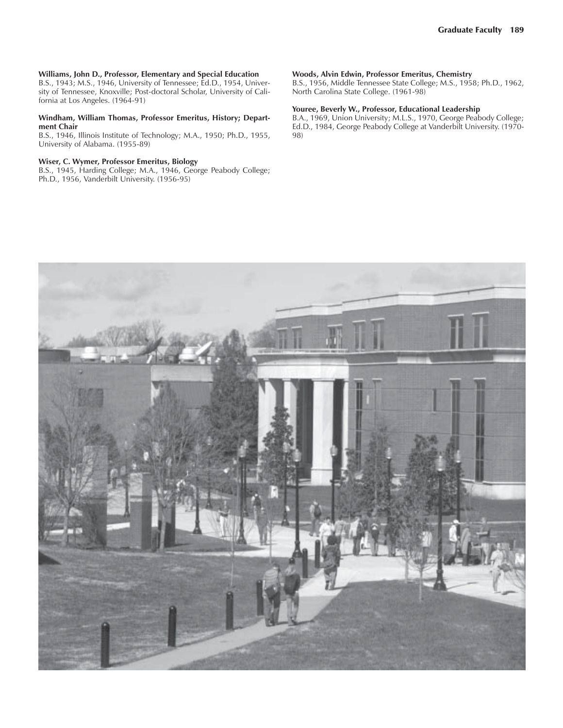**Williams, John D., Professor, Elementary and Special Education**
B.S., 1943; M.S., 1946, University of Tennessee; Ed.D., 1954, University of Tennessee, Knoxville; Post-doctoral Scholar, University of California at Los Angeles. (1964-91)

**Windham, William Thomas, Professor Emeritus, History; Department Chair**
B.S., 1946, Illinois Institute of Technology; M.A., 1950; Ph.D., 1955, University of Alabama. (1955-89)

**Wiser, C. Wymer, Professor Emeritus, Biology**
B.S., 1945, Harding College; M.A., 1946, George Peabody College; Ph.D., 1956, Vanderbilt University. (1956-95)

**Woods, Alvin Edwin, Professor Emeritus, Chemistry**
B.S., 1956, Middle Tennessee State College; M.S., 1958; Ph.D., 1962, North Carolina State College. (1961-98)

**Youree, Beverly W., Professor, Educational Leadership**
B.A., 1969, Union University; M.L.S., 1970, George Peabody College; Ed.D., 1984, George Peabody College at Vanderbilt University. (1970-98)